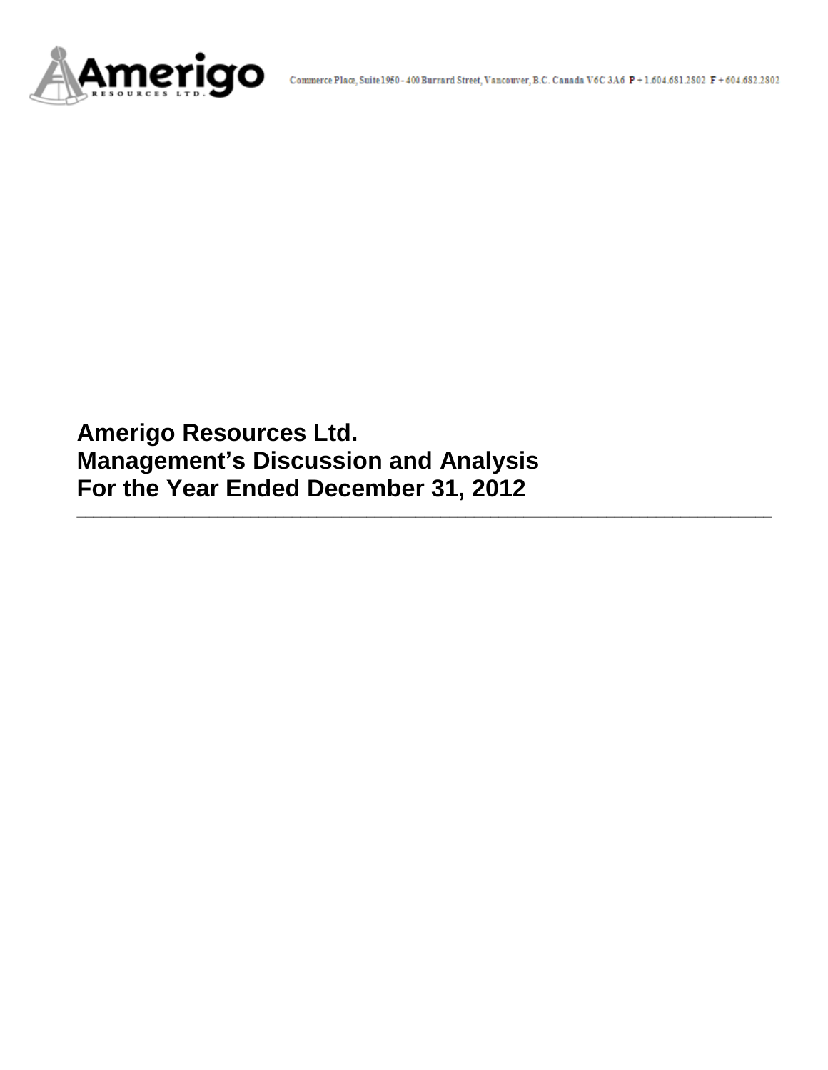Commerce Place, Suite 1950 - 400 Burrard Street, Vancouver, B.C. Canada V6C 3A6 P + 1.604.681.2802 F + 604.682.2802

# Amerigo Resources Ltd.
# Management's Discussion and Analysis
# For the Year Ended December 31, 2012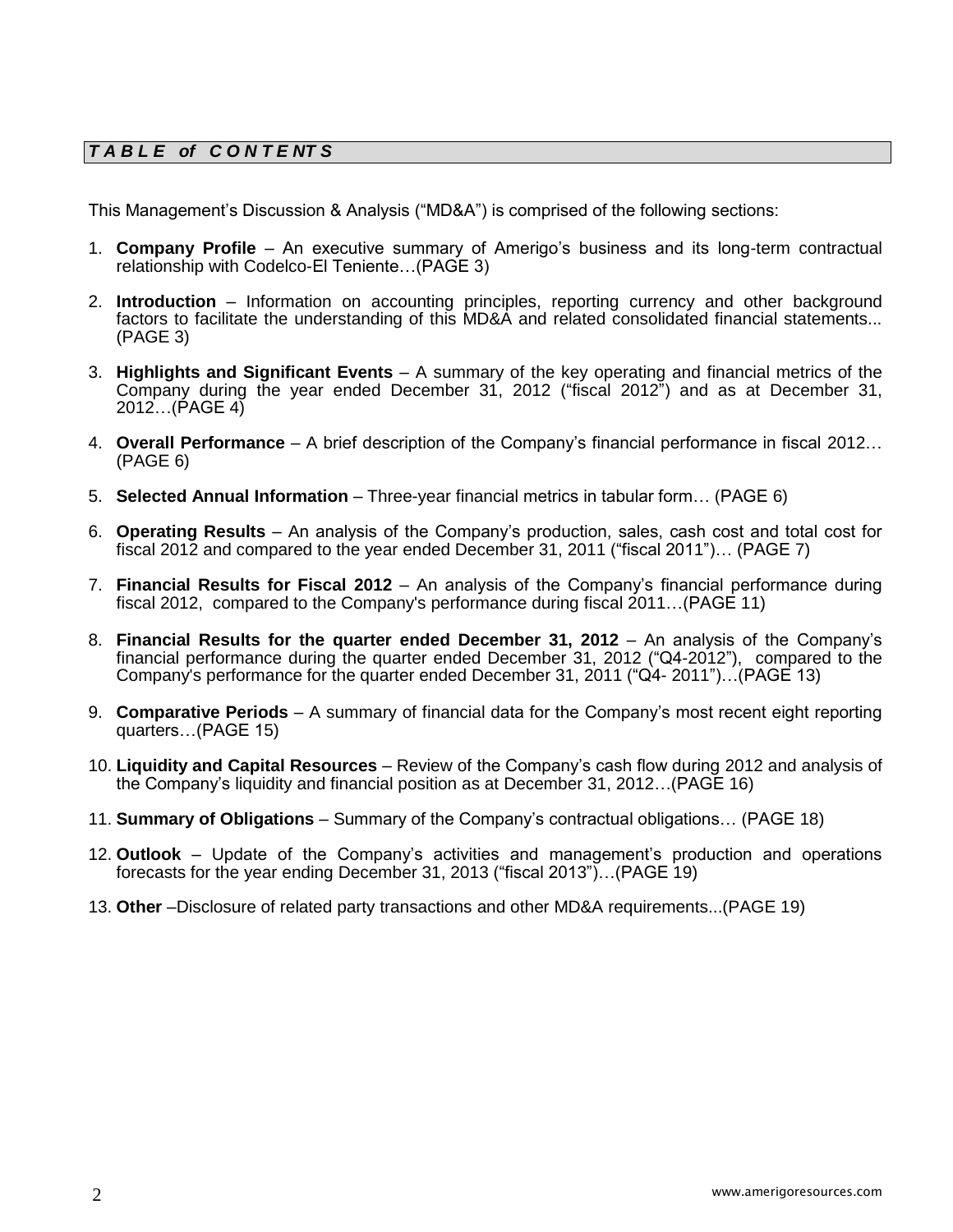## *T A B L E of C O N T E NT S*

This Management's Discussion & Analysis ("MD&A") is comprised of the following sections:

1. **Company Profile** – An executive summary of Amerigo's business and its long-term contractual relationship with Codelco-El Teniente…(PAGE 3)
2. **Introduction** – Information on accounting principles, reporting currency and other background factors to facilitate the understanding of this MD&A and related consolidated financial statements... (PAGE 3)
3. **Highlights and Significant Events** – A summary of the key operating and financial metrics of the Company during the year ended December 31, 2012 ("fiscal 2012") and as at December 31, 2012…(PAGE 4)
4. **Overall Performance** – A brief description of the Company's financial performance in fiscal 2012… (PAGE 6)
5. **Selected Annual Information** – Three-year financial metrics in tabular form… (PAGE 6)
6. **Operating Results** – An analysis of the Company's production, sales, cash cost and total cost for fiscal 2012 and compared to the year ended December 31, 2011 ("fiscal 2011")… (PAGE 7)
7. **Financial Results for Fiscal 2012** – An analysis of the Company's financial performance during fiscal 2012, compared to the Company's performance during fiscal 2011…(PAGE 11)
8. **Financial Results for the quarter ended December 31, 2012** – An analysis of the Company's financial performance during the quarter ended December 31, 2012 ("Q4-2012"), compared to the Company's performance for the quarter ended December 31, 2011 ("Q4- 2011")…(PAGE 13)
9. **Comparative Periods** – A summary of financial data for the Company's most recent eight reporting quarters…(PAGE 15)
10. **Liquidity and Capital Resources** – Review of the Company's cash flow during 2012 and analysis of the Company's liquidity and financial position as at December 31, 2012…(PAGE 16)
11. **Summary of Obligations** – Summary of the Company's contractual obligations… (PAGE 18)
12. **Outlook** – Update of the Company's activities and management's production and operations forecasts for the year ending December 31, 2013 ("fiscal 2013")…(PAGE 19)
13. **Other** –Disclosure of related party transactions and other MD&A requirements...(PAGE 19)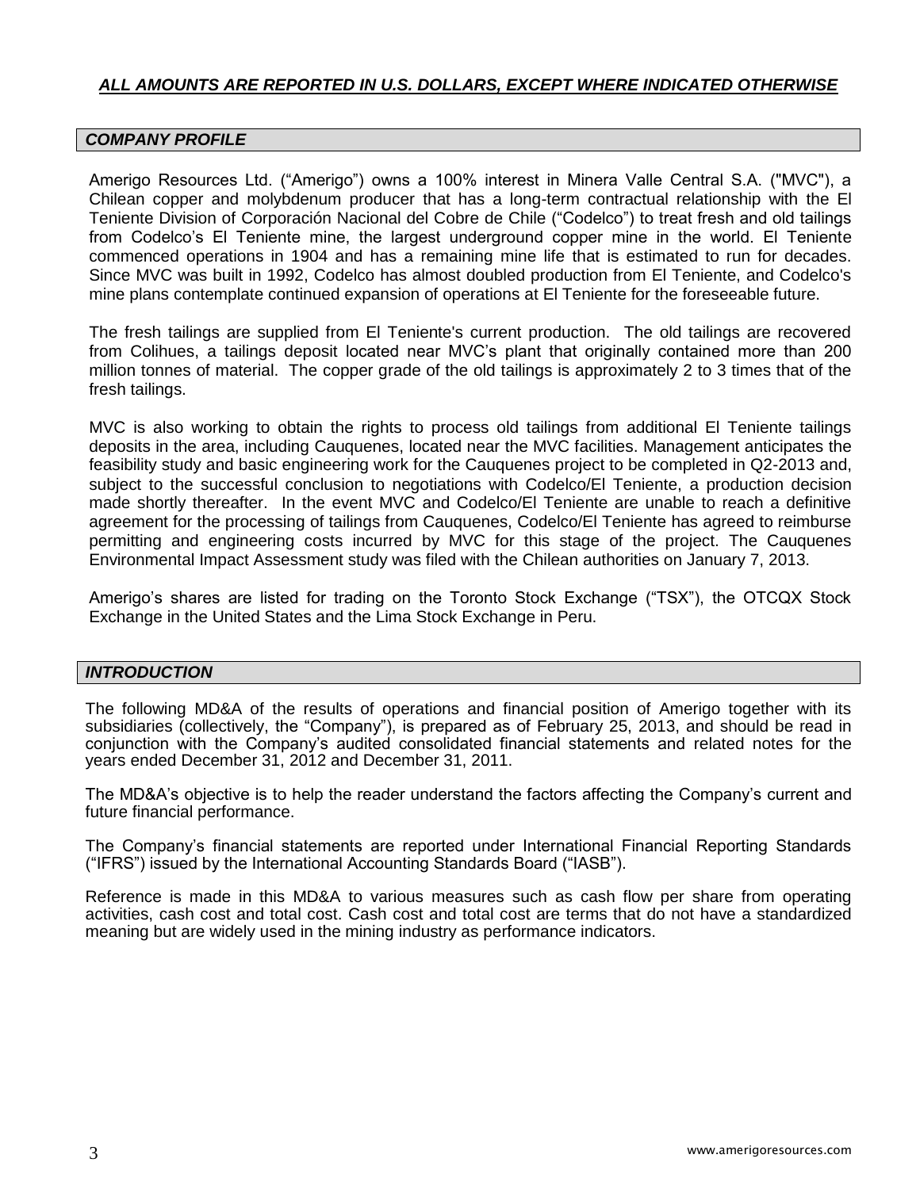***ALL AMOUNTS ARE REPORTED IN U.S. DOLLARS, EXCEPT WHERE INDICATED OTHERWISE***

## *COMPANY PROFILE*

Amerigo Resources Ltd. ("Amerigo") owns a 100% interest in Minera Valle Central S.A. ("MVC"), a Chilean copper and molybdenum producer that has a long-term contractual relationship with the El Teniente Division of Corporación Nacional del Cobre de Chile ("Codelco") to treat fresh and old tailings from Codelco's El Teniente mine, the largest underground copper mine in the world. El Teniente commenced operations in 1904 and has a remaining mine life that is estimated to run for decades. Since MVC was built in 1992, Codelco has almost doubled production from El Teniente, and Codelco's mine plans contemplate continued expansion of operations at El Teniente for the foreseeable future.

The fresh tailings are supplied from El Teniente's current production. The old tailings are recovered from Colihues, a tailings deposit located near MVC's plant that originally contained more than 200 million tonnes of material. The copper grade of the old tailings is approximately 2 to 3 times that of the fresh tailings.

MVC is also working to obtain the rights to process old tailings from additional El Teniente tailings deposits in the area, including Cauquenes, located near the MVC facilities. Management anticipates the feasibility study and basic engineering work for the Cauquenes project to be completed in Q2-2013 and, subject to the successful conclusion to negotiations with Codelco/El Teniente, a production decision made shortly thereafter. In the event MVC and Codelco/El Teniente are unable to reach a definitive agreement for the processing of tailings from Cauquenes, Codelco/El Teniente has agreed to reimburse permitting and engineering costs incurred by MVC for this stage of the project. The Cauquenes Environmental Impact Assessment study was filed with the Chilean authorities on January 7, 2013.

Amerigo's shares are listed for trading on the Toronto Stock Exchange ("TSX"), the OTCQX Stock Exchange in the United States and the Lima Stock Exchange in Peru.

## *INTRODUCTION*

The following MD&A of the results of operations and financial position of Amerigo together with its subsidiaries (collectively, the "Company"), is prepared as of February 25, 2013, and should be read in conjunction with the Company's audited consolidated financial statements and related notes for the years ended December 31, 2012 and December 31, 2011.

The MD&A's objective is to help the reader understand the factors affecting the Company's current and future financial performance.

The Company's financial statements are reported under International Financial Reporting Standards ("IFRS") issued by the International Accounting Standards Board ("IASB").

Reference is made in this MD&A to various measures such as cash flow per share from operating activities, cash cost and total cost. Cash cost and total cost are terms that do not have a standardized meaning but are widely used in the mining industry as performance indicators.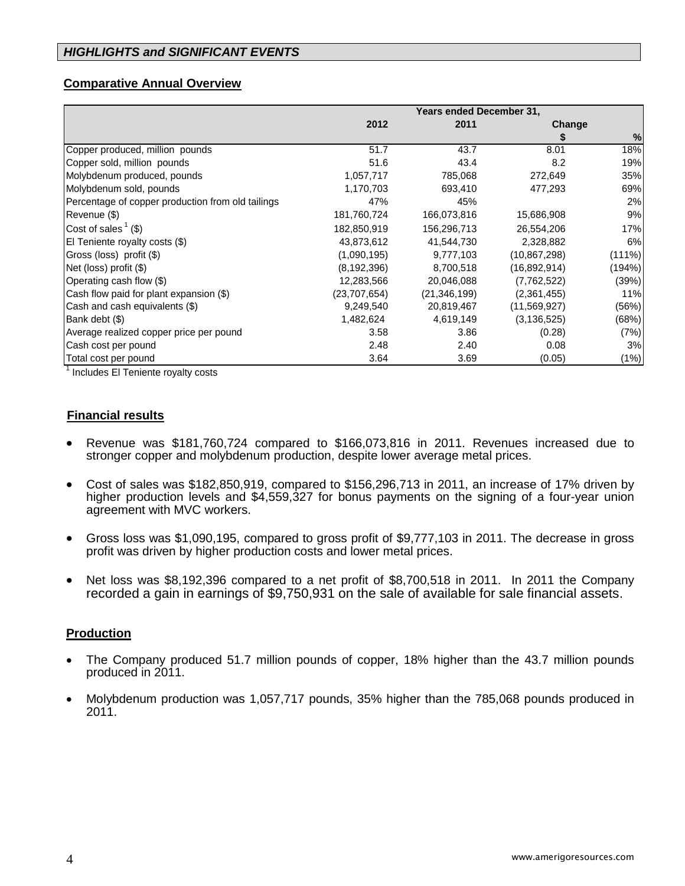## *HIGHLIGHTS and SIGNIFICANT EVENTS*

### Comparative Annual Overview

| | Years ended December 31, | | | |
|---|---|---|---|---|
| | 2012 | 2011 | Change | |
| | | | $ | % |
| Copper produced, million pounds | 51.7 | 43.7 | 8.01 | 18% |
| Copper sold, million pounds | 51.6 | 43.4 | 8.2 | 19% |
| Molybdenum produced, pounds | 1,057,717 | 785,068 | 272,649 | 35% |
| Molybdenum sold, pounds | 1,170,703 | 693,410 | 477,293 | 69% |
| Percentage of copper production from old tailings | 47% | 45% | | 2% |
| Revenue ($) | 181,760,724 | 166,073,816 | 15,686,908 | 9% |
| Cost of sales [1] ($) | 182,850,919 | 156,296,713 | 26,554,206 | 17% |
| El Teniente royalty costs ($) | 43,873,612 | 41,544,730 | 2,328,882 | 6% |
| Gross (loss) profit ($) | (1,090,195) | 9,777,103 | (10,867,298) | (111%) |
| Net (loss) profit ($) | (8,192,396) | 8,700,518 | (16,892,914) | (194%) |
| Operating cash flow ($) | 12,283,566 | 20,046,088 | (7,762,522) | (39%) |
| Cash flow paid for plant expansion ($) | (23,707,654) | (21,346,199) | (2,361,455) | 11% |
| Cash and cash equivalents ($) | 9,249,540 | 20,819,467 | (11,569,927) | (56%) |
| Bank debt ($) | 1,482,624 | 4,619,149 | (3,136,525) | (68%) |
| Average realized copper price per pound | 3.58 | 3.86 | (0.28) | (7%) |
| Cash cost per pound | 2.48 | 2.40 | 0.08 | 3% |
| Total cost per pound | 3.64 | 3.69 | (0.05) | (1%) |

[1] Includes El Teniente royalty costs

### Financial results

- Revenue was $181,760,724 compared to $166,073,816 in 2011. Revenues increased due to stronger copper and molybdenum production, despite lower average metal prices.
- Cost of sales was $182,850,919, compared to $156,296,713 in 2011, an increase of 17% driven by higher production levels and $4,559,327 for bonus payments on the signing of a four-year union agreement with MVC workers.
- Gross loss was $1,090,195, compared to gross profit of $9,777,103 in 2011. The decrease in gross profit was driven by higher production costs and lower metal prices.
- Net loss was $8,192,396 compared to a net profit of $8,700,518 in 2011. In 2011 the Company recorded a gain in earnings of $9,750,931 on the sale of available for sale financial assets.

### Production

- The Company produced 51.7 million pounds of copper, 18% higher than the 43.7 million pounds produced in 2011.
- Molybdenum production was 1,057,717 pounds, 35% higher than the 785,068 pounds produced in 2011.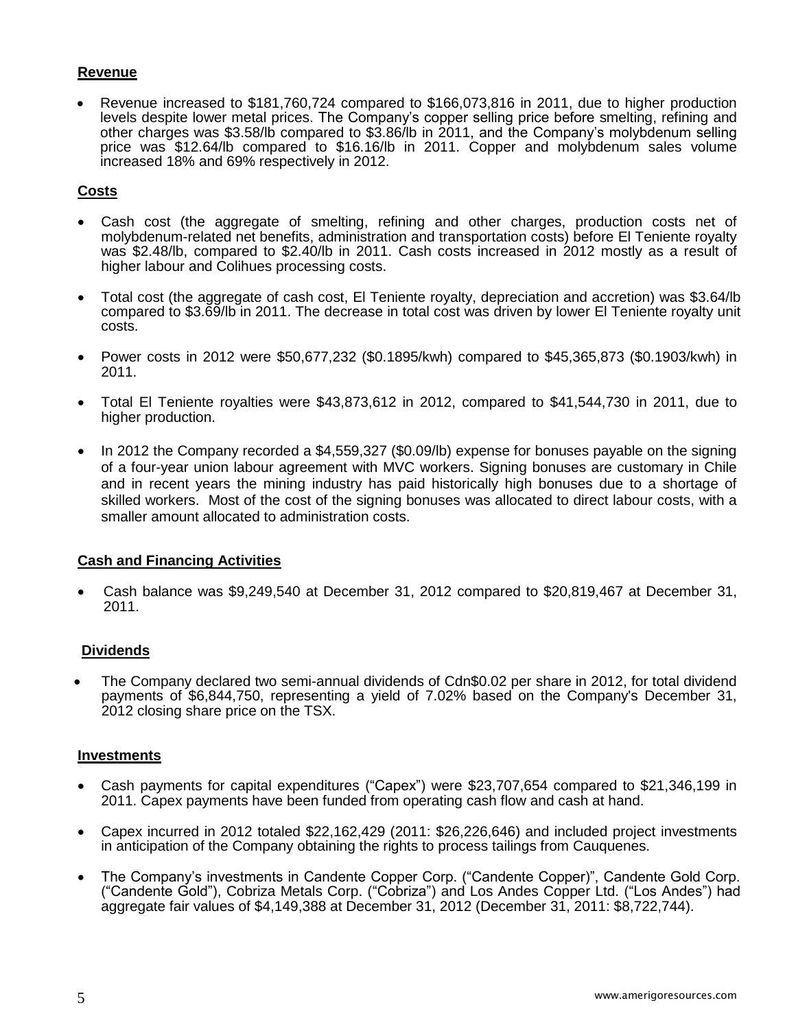## Revenue

- Revenue increased to $181,760,724 compared to $166,073,816 in 2011, due to higher production levels despite lower metal prices. The Company's copper selling price before smelting, refining and other charges was $3.58/lb compared to $3.86/lb in 2011, and the Company's molybdenum selling price was $12.64/lb compared to $16.16/lb in 2011. Copper and molybdenum sales volume increased 18% and 69% respectively in 2012.

## Costs

- Cash cost (the aggregate of smelting, refining and other charges, production costs net of molybdenum-related net benefits, administration and transportation costs) before El Teniente royalty was $2.48/lb, compared to $2.40/lb in 2011. Cash costs increased in 2012 mostly as a result of higher labour and Colihues processing costs.

- Total cost (the aggregate of cash cost, El Teniente royalty, depreciation and accretion) was $3.64/lb compared to $3.69/lb in 2011. The decrease in total cost was driven by lower El Teniente royalty unit costs.

- Power costs in 2012 were $50,677,232 ($0.1895/kwh) compared to $45,365,873 ($0.1903/kwh) in 2011.

- Total El Teniente royalties were $43,873,612 in 2012, compared to $41,544,730 in 2011, due to higher production.

- In 2012 the Company recorded a $4,559,327 ($0.09/lb) expense for bonuses payable on the signing of a four-year union labour agreement with MVC workers. Signing bonuses are customary in Chile and in recent years the mining industry has paid historically high bonuses due to a shortage of skilled workers. Most of the cost of the signing bonuses was allocated to direct labour costs, with a smaller amount allocated to administration costs.

## Cash and Financing Activities

- Cash balance was $9,249,540 at December 31, 2012 compared to $20,819,467 at December 31, 2011.

## Dividends

- The Company declared two semi-annual dividends of Cdn$0.02 per share in 2012, for total dividend payments of $6,844,750, representing a yield of 7.02% based on the Company's December 31, 2012 closing share price on the TSX.

## Investments

- Cash payments for capital expenditures ("Capex") were $23,707,654 compared to $21,346,199 in 2011. Capex payments have been funded from operating cash flow and cash at hand.

- Capex incurred in 2012 totaled $22,162,429 (2011: $26,226,646) and included project investments in anticipation of the Company obtaining the rights to process tailings from Cauquenes.

- The Company's investments in Candente Copper Corp. ("Candente Copper)", Candente Gold Corp. ("Candente Gold"), Cobriza Metals Corp. ("Cobriza") and Los Andes Copper Ltd. ("Los Andes") had aggregate fair values of $4,149,388 at December 31, 2012 (December 31, 2011: $8,722,744).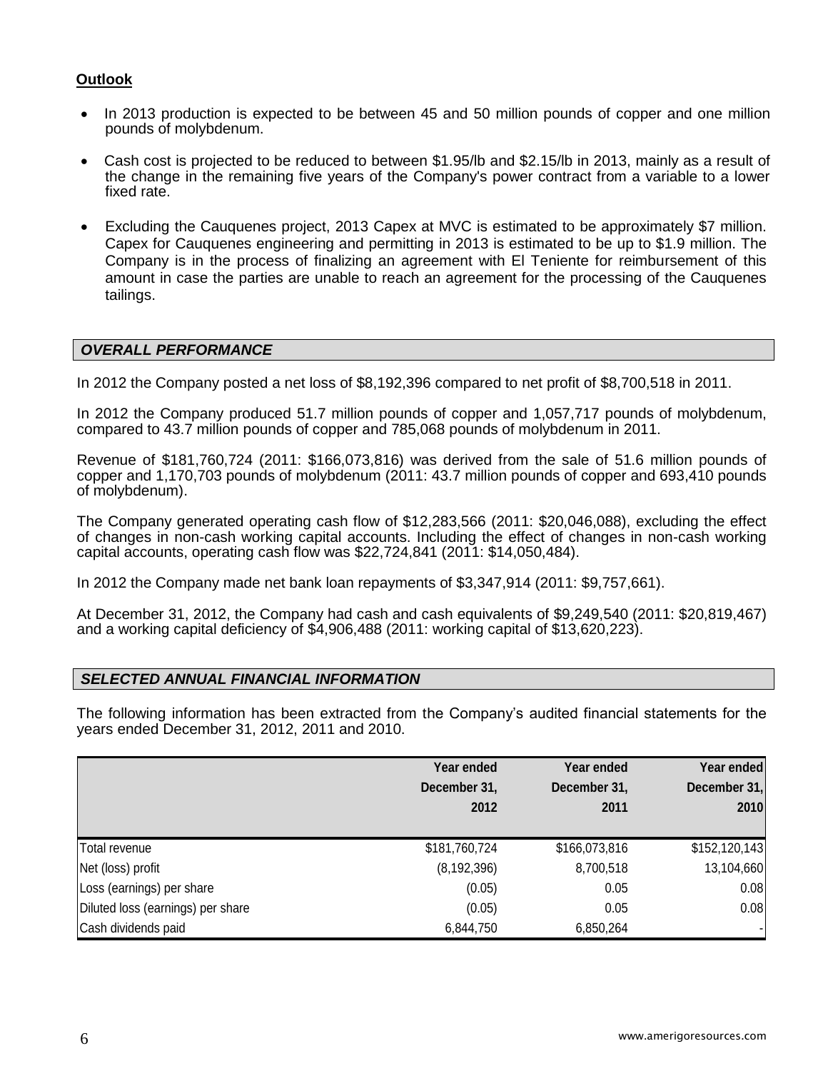**Outlook**

- In 2013 production is expected to be between 45 and 50 million pounds of copper and one million pounds of molybdenum.
- Cash cost is projected to be reduced to between $1.95/lb and $2.15/lb in 2013, mainly as a result of the change in the remaining five years of the Company's power contract from a variable to a lower fixed rate.
- Excluding the Cauquenes project, 2013 Capex at MVC is estimated to be approximately $7 million. Capex for Cauquenes engineering and permitting in 2013 is estimated to be up to $1.9 million. The Company is in the process of finalizing an agreement with El Teniente for reimbursement of this amount in case the parties are unable to reach an agreement for the processing of the Cauquenes tailings.

## *OVERALL PERFORMANCE*

In 2012 the Company posted a net loss of $8,192,396 compared to net profit of $8,700,518 in 2011.

In 2012 the Company produced 51.7 million pounds of copper and 1,057,717 pounds of molybdenum, compared to 43.7 million pounds of copper and 785,068 pounds of molybdenum in 2011.

Revenue of $181,760,724 (2011: $166,073,816) was derived from the sale of 51.6 million pounds of copper and 1,170,703 pounds of molybdenum (2011: 43.7 million pounds of copper and 693,410 pounds of molybdenum).

The Company generated operating cash flow of $12,283,566 (2011: $20,046,088), excluding the effect of changes in non-cash working capital accounts. Including the effect of changes in non-cash working capital accounts, operating cash flow was $22,724,841 (2011: $14,050,484).

In 2012 the Company made net bank loan repayments of $3,347,914 (2011: $9,757,661).

At December 31, 2012, the Company had cash and cash equivalents of $9,249,540 (2011: $20,819,467) and a working capital deficiency of $4,906,488 (2011: working capital of $13,620,223).

## *SELECTED ANNUAL FINANCIAL INFORMATION*

The following information has been extracted from the Company's audited financial statements for the years ended December 31, 2012, 2011 and 2010.

| | Year ended December 31, 2012 | Year ended December 31, 2011 | Year ended December 31, 2010 |
|---|---|---|---|
| Total revenue | $181,760,724 | $166,073,816 | $152,120,143 |
| Net (loss) profit | (8,192,396) | 8,700,518 | 13,104,660 |
| Loss (earnings) per share | (0.05) | 0.05 | 0.08 |
| Diluted loss (earnings) per share | (0.05) | 0.05 | 0.08 |
| Cash dividends paid | 6,844,750 | 6,850,264 | - |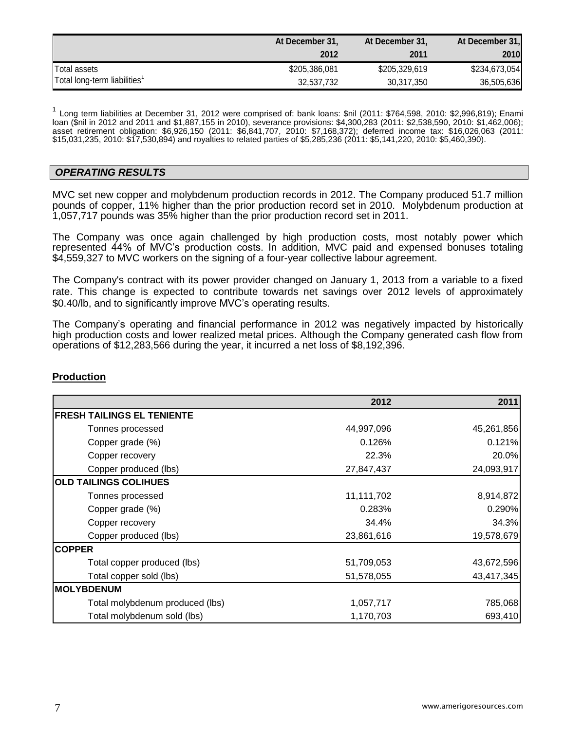| | At December 31, 2012 | At December 31, 2011 | At December 31, 2010 |
|---|---|---|---|
| Total assets | \$205,386,081 | \$205,329,619 | \$234,673,054 |
| Total long-term liabilities[1] | 32,537,732 | 30,317,350 | 36,505,636 |

[1] Long term liabilities at December 31, 2012 were comprised of: bank loans: \$nil (2011: \$764,598, 2010: \$2,996,819); Enami loan (\$nil in 2012 and 2011 and \$1,887,155 in 2010), severance provisions: \$4,300,283 (2011: \$2,538,590, 2010: \$1,462,006); asset retirement obligation: \$6,926,150 (2011: \$6,841,707, 2010: \$7,168,372); deferred income tax: \$16,026,063 (2011: \$15,031,235, 2010: \$17,530,894) and royalties to related parties of \$5,285,236 (2011: \$5,141,220, 2010: \$5,460,390).

## *OPERATING RESULTS*

MVC set new copper and molybdenum production records in 2012. The Company produced 51.7 million pounds of copper, 11% higher than the prior production record set in 2010. Molybdenum production at 1,057,717 pounds was 35% higher than the prior production record set in 2011.

The Company was once again challenged by high production costs, most notably power which represented 44% of MVC's production costs. In addition, MVC paid and expensed bonuses totaling \$4,559,327 to MVC workers on the signing of a four-year collective labour agreement.

The Company's contract with its power provider changed on January 1, 2013 from a variable to a fixed rate. This change is expected to contribute towards net savings over 2012 levels of approximately \$0.40/lb, and to significantly improve MVC's operating results.

The Company's operating and financial performance in 2012 was negatively impacted by historically high production costs and lower realized metal prices. Although the Company generated cash flow from operations of \$12,283,566 during the year, it incurred a net loss of \$8,192,396.

### **Production**

| | 2012 | 2011 |
|---|---|---|
| **FRESH TAILINGS EL TENIENTE** | | |
| Tonnes processed | 44,997,096 | 45,261,856 |
| Copper grade (%) | 0.126% | 0.121% |
| Copper recovery | 22.3% | 20.0% |
| Copper produced (lbs) | 27,847,437 | 24,093,917 |
| **OLD TAILINGS COLIHUES** | | |
| Tonnes processed | 11,111,702 | 8,914,872 |
| Copper grade (%) | 0.283% | 0.290% |
| Copper recovery | 34.4% | 34.3% |
| Copper produced (lbs) | 23,861,616 | 19,578,679 |
| **COPPER** | | |
| Total copper produced (lbs) | 51,709,053 | 43,672,596 |
| Total copper sold (lbs) | 51,578,055 | 43,417,345 |
| **MOLYBDENUM** | | |
| Total molybdenum produced (lbs) | 1,057,717 | 785,068 |
| Total molybdenum sold (lbs) | 1,170,703 | 693,410 |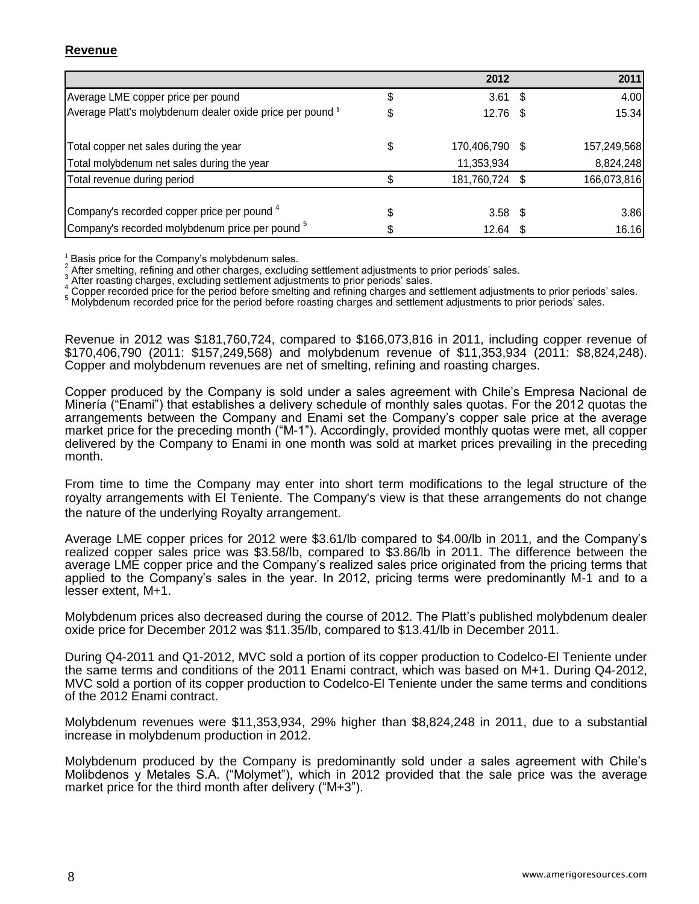## Revenue

| | | 2012 | | 2011 |
|---|---|---|---|---|
| Average LME copper price per pound | $ | 3.61 | $ | 4.00 |
| Average Platt's molybdenum dealer oxide price per pound [1] | $ | 12.76 | $ | 15.34 |
| | | | | |
| Total copper net sales during the year | $ | 170,406,790 | $ | 157,249,568 |
| Total molybdenum net sales during the year | | 11,353,934 | | 8,824,248 |
| Total revenue during period | $ | 181,760,724 | $ | 166,073,816 |
| | | | | |
| Company's recorded copper price per pound [4] | $ | 3.58 | $ | 3.86 |
| Company's recorded molybdenum price per pound [5] | $ | 12.64 | $ | 16.16 |

[1] Basis price for the Company's molybdenum sales.
[2] After smelting, refining and other charges, excluding settlement adjustments to prior periods' sales.
[3] After roasting charges, excluding settlement adjustments to prior periods' sales.
[4] Copper recorded price for the period before smelting and refining charges and settlement adjustments to prior periods' sales.
[5] Molybdenum recorded price for the period before roasting charges and settlement adjustments to prior periods' sales.

Revenue in 2012 was $181,760,724, compared to $166,073,816 in 2011, including copper revenue of $170,406,790 (2011: $157,249,568) and molybdenum revenue of $11,353,934 (2011: $8,824,248). Copper and molybdenum revenues are net of smelting, refining and roasting charges.

Copper produced by the Company is sold under a sales agreement with Chile's Empresa Nacional de Minería ("Enami") that establishes a delivery schedule of monthly sales quotas. For the 2012 quotas the arrangements between the Company and Enami set the Company's copper sale price at the average market price for the preceding month ("M-1"). Accordingly, provided monthly quotas were met, all copper delivered by the Company to Enami in one month was sold at market prices prevailing in the preceding month.

From time to time the Company may enter into short term modifications to the legal structure of the royalty arrangements with El Teniente. The Company's view is that these arrangements do not change the nature of the underlying Royalty arrangement.

Average LME copper prices for 2012 were $3.61/lb compared to $4.00/lb in 2011, and the Company's realized copper sales price was $3.58/lb, compared to $3.86/lb in 2011. The difference between the average LME copper price and the Company's realized sales price originated from the pricing terms that applied to the Company's sales in the year. In 2012, pricing terms were predominantly M-1 and to a lesser extent, M+1.

Molybdenum prices also decreased during the course of 2012. The Platt's published molybdenum dealer oxide price for December 2012 was $11.35/lb, compared to $13.41/lb in December 2011.

During Q4-2011 and Q1-2012, MVC sold a portion of its copper production to Codelco-El Teniente under the same terms and conditions of the 2011 Enami contract, which was based on M+1. During Q4-2012, MVC sold a portion of its copper production to Codelco-El Teniente under the same terms and conditions of the 2012 Enami contract.

Molybdenum revenues were $11,353,934, 29% higher than $8,824,248 in 2011, due to a substantial increase in molybdenum production in 2012.

Molybdenum produced by the Company is predominantly sold under a sales agreement with Chile's Molibdenos y Metales S.A. ("Molymet"), which in 2012 provided that the sale price was the average market price for the third month after delivery ("M+3").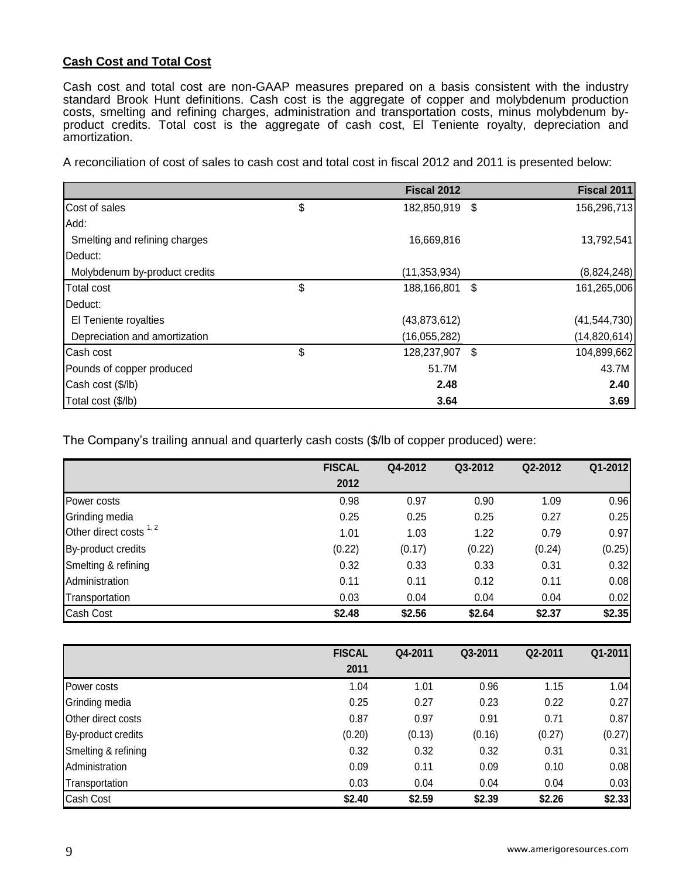## Cash Cost and Total Cost

Cash cost and total cost are non-GAAP measures prepared on a basis consistent with the industry standard Brook Hunt definitions. Cash cost is the aggregate of copper and molybdenum production costs, smelting and refining charges, administration and transportation costs, minus molybdenum by-product credits. Total cost is the aggregate of cash cost, El Teniente royalty, depreciation and amortization.

A reconciliation of cost of sales to cash cost and total cost in fiscal 2012 and 2011 is presented below:

| | Fiscal 2012 | Fiscal 2011 |
|---|---|---|
| Cost of sales | $ 182,850,919 | $ 156,296,713 |
| Add: | | |
| Smelting and refining charges | 16,669,816 | 13,792,541 |
| Deduct: | | |
| Molybdenum by-product credits | (11,353,934) | (8,824,248) |
| Total cost | $ 188,166,801 | $ 161,265,006 |
| Deduct: | | |
| El Teniente royalties | (43,873,612) | (41,544,730) |
| Depreciation and amortization | (16,055,282) | (14,820,614) |
| Cash cost | $ 128,237,907 | $ 104,899,662 |
| Pounds of copper produced | 51.7M | 43.7M |
| Cash cost ($/lb) | **2.48** | **2.40** |
| Total cost ($/lb) | **3.64** | **3.69** |

The Company's trailing annual and quarterly cash costs ($/lb of copper produced) were:

| | FISCAL 2012 | Q4-2012 | Q3-2012 | Q2-2012 | Q1-2012 |
|---|---|---|---|---|---|
| Power costs | 0.98 | 0.97 | 0.90 | 1.09 | 0.96 |
| Grinding media | 0.25 | 0.25 | 0.25 | 0.27 | 0.25 |
| Other direct costs [1, 2] | 1.01 | 1.03 | 1.22 | 0.79 | 0.97 |
| By-product credits | (0.22) | (0.17) | (0.22) | (0.24) | (0.25) |
| Smelting & refining | 0.32 | 0.33 | 0.33 | 0.31 | 0.32 |
| Administration | 0.11 | 0.11 | 0.12 | 0.11 | 0.08 |
| Transportation | 0.03 | 0.04 | 0.04 | 0.04 | 0.02 |
| Cash Cost | **$2.48** | **$2.56** | **$2.64** | **$2.37** | **$2.35** |

| | FISCAL 2011 | Q4-2011 | Q3-2011 | Q2-2011 | Q1-2011 |
|---|---|---|---|---|---|
| Power costs | 1.04 | 1.01 | 0.96 | 1.15 | 1.04 |
| Grinding media | 0.25 | 0.27 | 0.23 | 0.22 | 0.27 |
| Other direct costs | 0.87 | 0.97 | 0.91 | 0.71 | 0.87 |
| By-product credits | (0.20) | (0.13) | (0.16) | (0.27) | (0.27) |
| Smelting & refining | 0.32 | 0.32 | 0.32 | 0.31 | 0.31 |
| Administration | 0.09 | 0.11 | 0.09 | 0.10 | 0.08 |
| Transportation | 0.03 | 0.04 | 0.04 | 0.04 | 0.03 |
| Cash Cost | **$2.40** | **$2.59** | **$2.39** | **$2.26** | **$2.33** |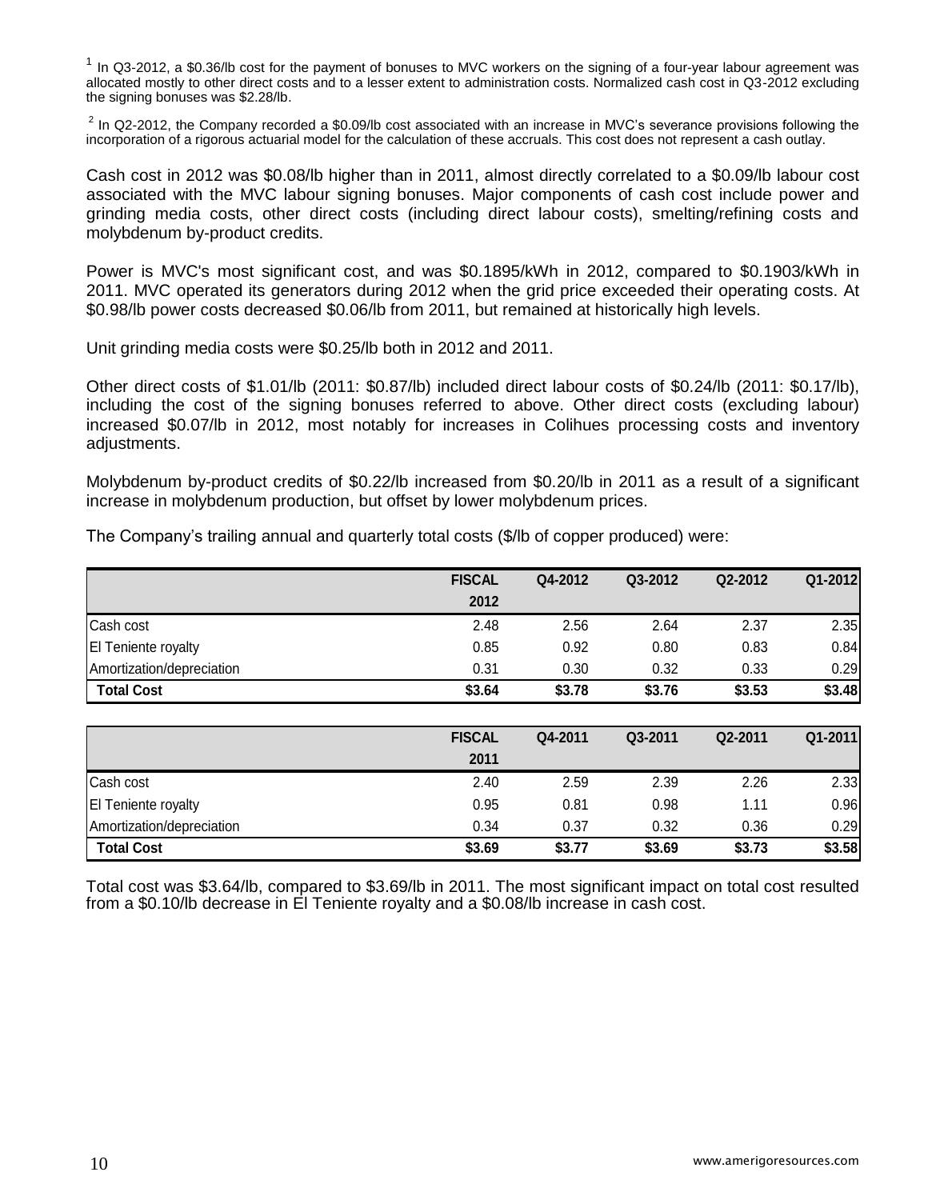[1] In Q3-2012, a \$0.36/lb cost for the payment of bonuses to MVC workers on the signing of a four-year labour agreement was allocated mostly to other direct costs and to a lesser extent to administration costs. Normalized cash cost in Q3-2012 excluding the signing bonuses was \$2.28/lb.

[2] In Q2-2012, the Company recorded a \$0.09/lb cost associated with an increase in MVC's severance provisions following the incorporation of a rigorous actuarial model for the calculation of these accruals. This cost does not represent a cash outlay.

Cash cost in 2012 was \$0.08/lb higher than in 2011, almost directly correlated to a \$0.09/lb labour cost associated with the MVC labour signing bonuses. Major components of cash cost include power and grinding media costs, other direct costs (including direct labour costs), smelting/refining costs and molybdenum by-product credits.

Power is MVC's most significant cost, and was \$0.1895/kWh in 2012, compared to \$0.1903/kWh in 2011. MVC operated its generators during 2012 when the grid price exceeded their operating costs. At \$0.98/lb power costs decreased \$0.06/lb from 2011, but remained at historically high levels.

Unit grinding media costs were \$0.25/lb both in 2012 and 2011.

Other direct costs of \$1.01/lb (2011: \$0.87/lb) included direct labour costs of \$0.24/lb (2011: \$0.17/lb), including the cost of the signing bonuses referred to above. Other direct costs (excluding labour) increased \$0.07/lb in 2012, most notably for increases in Colihues processing costs and inventory adjustments.

Molybdenum by-product credits of \$0.22/lb increased from \$0.20/lb in 2011 as a result of a significant increase in molybdenum production, but offset by lower molybdenum prices.

The Company's trailing annual and quarterly total costs (\$/lb of copper produced) were:

| | FISCAL 2012 | Q4-2012 | Q3-2012 | Q2-2012 | Q1-2012 |
|---|---|---|---|---|---|
| Cash cost | 2.48 | 2.56 | 2.64 | 2.37 | 2.35 |
| El Teniente royalty | 0.85 | 0.92 | 0.80 | 0.83 | 0.84 |
| Amortization/depreciation | 0.31 | 0.30 | 0.32 | 0.33 | 0.29 |
| **Total Cost** | **\$3.64** | **\$3.78** | **\$3.76** | **\$3.53** | **\$3.48** |

| | FISCAL 2011 | Q4-2011 | Q3-2011 | Q2-2011 | Q1-2011 |
|---|---|---|---|---|---|
| Cash cost | 2.40 | 2.59 | 2.39 | 2.26 | 2.33 |
| El Teniente royalty | 0.95 | 0.81 | 0.98 | 1.11 | 0.96 |
| Amortization/depreciation | 0.34 | 0.37 | 0.32 | 0.36 | 0.29 |
| **Total Cost** | **\$3.69** | **\$3.77** | **\$3.69** | **\$3.73** | **\$3.58** |

Total cost was \$3.64/lb, compared to \$3.69/lb in 2011. The most significant impact on total cost resulted from a \$0.10/lb decrease in El Teniente royalty and a \$0.08/lb increase in cash cost.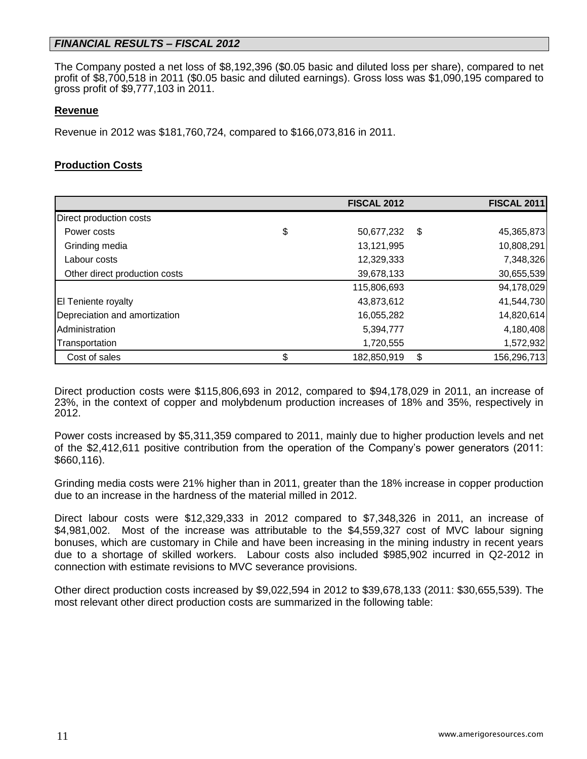## *FINANCIAL RESULTS – FISCAL 2012*

The Company posted a net loss of $8,192,396 ($0.05 basic and diluted loss per share), compared to net profit of $8,700,518 in 2011 ($0.05 basic and diluted earnings). Gross loss was $1,090,195 compared to gross profit of $9,777,103 in 2011.

### Revenue

Revenue in 2012 was $181,760,724, compared to $166,073,816 in 2011.

### Production Costs

| | | FISCAL 2012 | | FISCAL 2011 |
|---|---|---|---|---|
| Direct production costs | | | | |
| Power costs | $ | 50,677,232 | $ | 45,365,873 |
| Grinding media | | 13,121,995 | | 10,808,291 |
| Labour costs | | 12,329,333 | | 7,348,326 |
| Other direct production costs | | 39,678,133 | | 30,655,539 |
| | | 115,806,693 | | 94,178,029 |
| El Teniente royalty | | 43,873,612 | | 41,544,730 |
| Depreciation and amortization | | 16,055,282 | | 14,820,614 |
| Administration | | 5,394,777 | | 4,180,408 |
| Transportation | | 1,720,555 | | 1,572,932 |
| Cost of sales | $ | 182,850,919 | $ | 156,296,713 |

Direct production costs were $115,806,693 in 2012, compared to $94,178,029 in 2011, an increase of 23%, in the context of copper and molybdenum production increases of 18% and 35%, respectively in 2012.

Power costs increased by $5,311,359 compared to 2011, mainly due to higher production levels and net of the $2,412,611 positive contribution from the operation of the Company's power generators (2011: $660,116).

Grinding media costs were 21% higher than in 2011, greater than the 18% increase in copper production due to an increase in the hardness of the material milled in 2012.

Direct labour costs were $12,329,333 in 2012 compared to $7,348,326 in 2011, an increase of $4,981,002. Most of the increase was attributable to the $4,559,327 cost of MVC labour signing bonuses, which are customary in Chile and have been increasing in the mining industry in recent years due to a shortage of skilled workers. Labour costs also included $985,902 incurred in Q2-2012 in connection with estimate revisions to MVC severance provisions.

Other direct production costs increased by $9,022,594 in 2012 to $39,678,133 (2011: $30,655,539). The most relevant other direct production costs are summarized in the following table: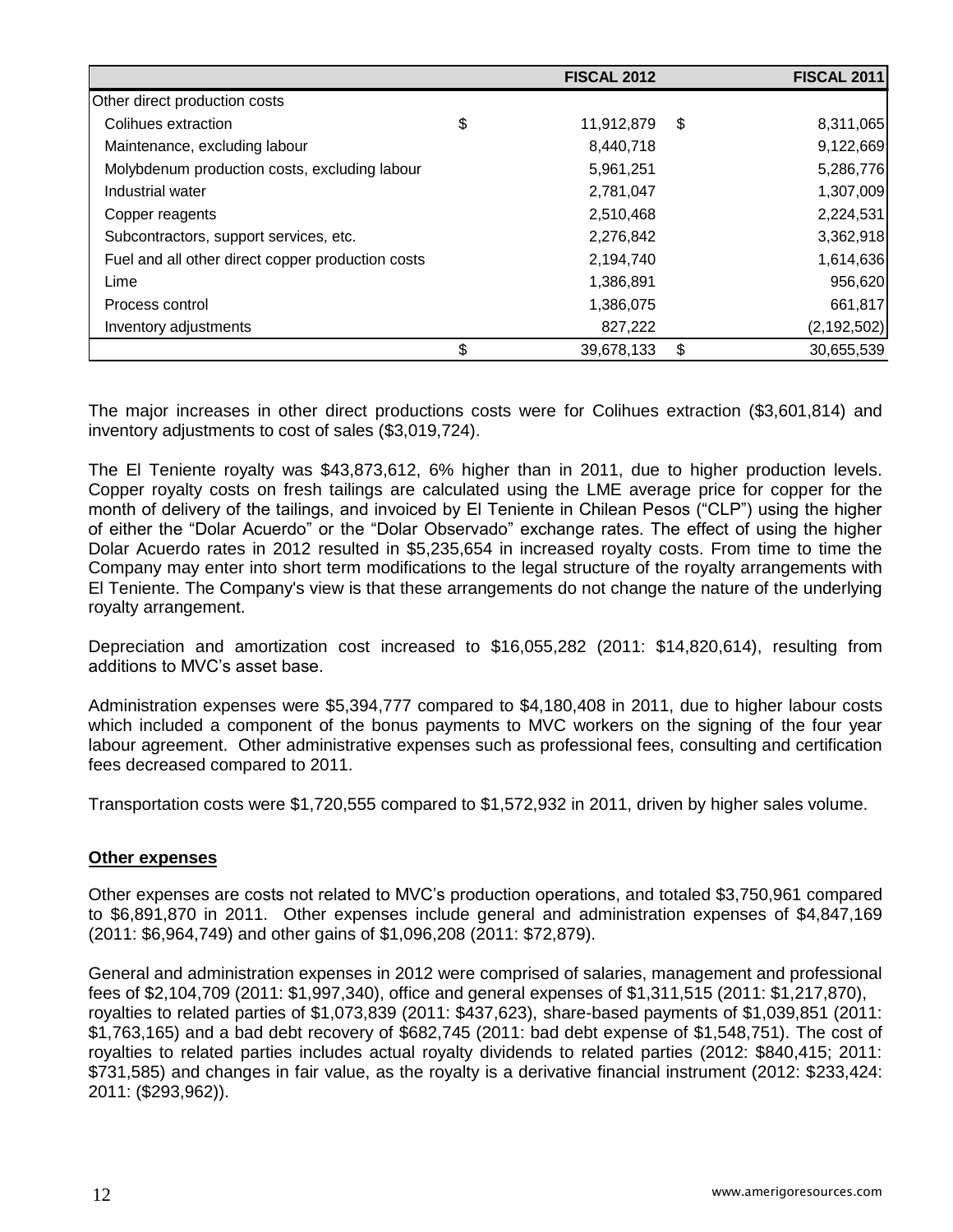| | FISCAL 2012 | FISCAL 2011 |
|---|---|---|
| Other direct production costs | | |
| Colihues extraction | $ 11,912,879 | $ 8,311,065 |
| Maintenance, excluding labour | 8,440,718 | 9,122,669 |
| Molybdenum production costs, excluding labour | 5,961,251 | 5,286,776 |
| Industrial water | 2,781,047 | 1,307,009 |
| Copper reagents | 2,510,468 | 2,224,531 |
| Subcontractors, support services, etc. | 2,276,842 | 3,362,918 |
| Fuel and all other direct copper production costs | 2,194,740 | 1,614,636 |
| Lime | 1,386,891 | 956,620 |
| Process control | 1,386,075 | 661,817 |
| Inventory adjustments | 827,222 | (2,192,502) |
| | $ 39,678,133 | $ 30,655,539 |

The major increases in other direct productions costs were for Colihues extraction ($3,601,814) and inventory adjustments to cost of sales ($3,019,724).

The El Teniente royalty was $43,873,612, 6% higher than in 2011, due to higher production levels. Copper royalty costs on fresh tailings are calculated using the LME average price for copper for the month of delivery of the tailings, and invoiced by El Teniente in Chilean Pesos ("CLP") using the higher of either the "Dolar Acuerdo" or the "Dolar Observado" exchange rates. The effect of using the higher Dolar Acuerdo rates in 2012 resulted in $5,235,654 in increased royalty costs. From time to time the Company may enter into short term modifications to the legal structure of the royalty arrangements with El Teniente. The Company's view is that these arrangements do not change the nature of the underlying royalty arrangement.

Depreciation and amortization cost increased to $16,055,282 (2011: $14,820,614), resulting from additions to MVC's asset base.

Administration expenses were $5,394,777 compared to $4,180,408 in 2011, due to higher labour costs which included a component of the bonus payments to MVC workers on the signing of the four year labour agreement. Other administrative expenses such as professional fees, consulting and certification fees decreased compared to 2011.

Transportation costs were $1,720,555 compared to $1,572,932 in 2011, driven by higher sales volume.

**Other expenses**

Other expenses are costs not related to MVC's production operations, and totaled $3,750,961 compared to $6,891,870 in 2011. Other expenses include general and administration expenses of $4,847,169 (2011: $6,964,749) and other gains of $1,096,208 (2011: $72,879).

General and administration expenses in 2012 were comprised of salaries, management and professional fees of $2,104,709 (2011: $1,997,340), office and general expenses of $1,311,515 (2011: $1,217,870), royalties to related parties of $1,073,839 (2011: $437,623), share-based payments of $1,039,851 (2011: $1,763,165) and a bad debt recovery of $682,745 (2011: bad debt expense of $1,548,751). The cost of royalties to related parties includes actual royalty dividends to related parties (2012: $840,415; 2011: $731,585) and changes in fair value, as the royalty is a derivative financial instrument (2012: $233,424: 2011: ($293,962)).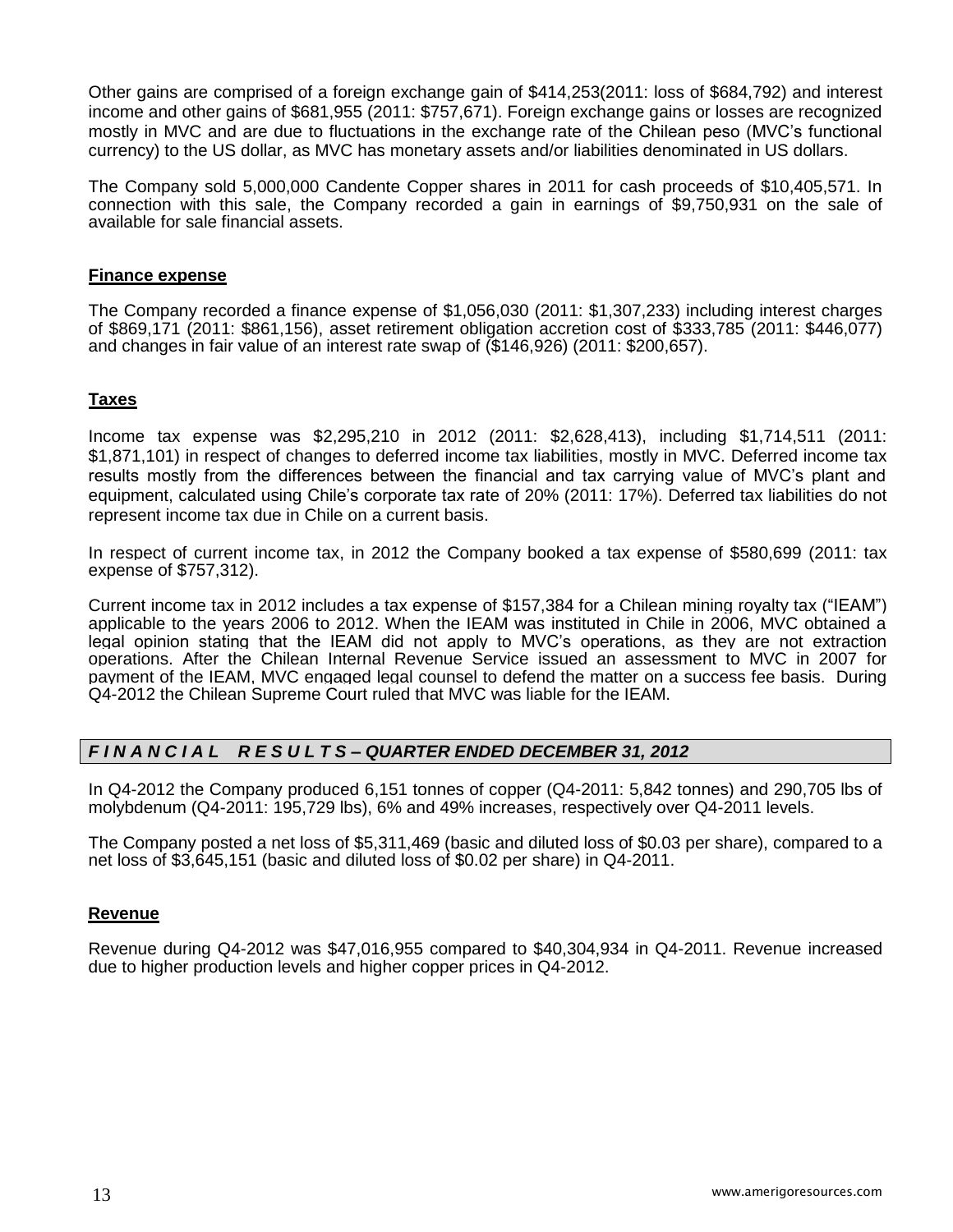Other gains are comprised of a foreign exchange gain of $414,253(2011: loss of $684,792) and interest income and other gains of $681,955 (2011: $757,671). Foreign exchange gains or losses are recognized mostly in MVC and are due to fluctuations in the exchange rate of the Chilean peso (MVC's functional currency) to the US dollar, as MVC has monetary assets and/or liabilities denominated in US dollars.

The Company sold 5,000,000 Candente Copper shares in 2011 for cash proceeds of $10,405,571. In connection with this sale, the Company recorded a gain in earnings of $9,750,931 on the sale of available for sale financial assets.

## Finance expense

The Company recorded a finance expense of $1,056,030 (2011: $1,307,233) including interest charges of $869,171 (2011: $861,156), asset retirement obligation accretion cost of $333,785 (2011: $446,077) and changes in fair value of an interest rate swap of ($146,926) (2011: $200,657).

## Taxes

Income tax expense was $2,295,210 in 2012 (2011: $2,628,413), including $1,714,511 (2011: $1,871,101) in respect of changes to deferred income tax liabilities, mostly in MVC. Deferred income tax results mostly from the differences between the financial and tax carrying value of MVC's plant and equipment, calculated using Chile's corporate tax rate of 20% (2011: 17%). Deferred tax liabilities do not represent income tax due in Chile on a current basis.

In respect of current income tax, in 2012 the Company booked a tax expense of $580,699 (2011: tax expense of $757,312).

Current income tax in 2012 includes a tax expense of $157,384 for a Chilean mining royalty tax ("IEAM") applicable to the years 2006 to 2012. When the IEAM was instituted in Chile in 2006, MVC obtained a legal opinion stating that the IEAM did not apply to MVC's operations, as they are not extraction operations. After the Chilean Internal Revenue Service issued an assessment to MVC in 2007 for payment of the IEAM, MVC engaged legal counsel to defend the matter on a success fee basis. During Q4-2012 the Chilean Supreme Court ruled that MVC was liable for the IEAM.

## *F I N A N C I A L R E S U L T S – QUARTER ENDED DECEMBER 31, 2012*

In Q4-2012 the Company produced 6,151 tonnes of copper (Q4-2011: 5,842 tonnes) and 290,705 lbs of molybdenum (Q4-2011: 195,729 lbs), 6% and 49% increases, respectively over Q4-2011 levels.

The Company posted a net loss of $5,311,469 (basic and diluted loss of $0.03 per share), compared to a net loss of $3,645,151 (basic and diluted loss of $0.02 per share) in Q4-2011.

## Revenue

Revenue during Q4-2012 was $47,016,955 compared to $40,304,934 in Q4-2011. Revenue increased due to higher production levels and higher copper prices in Q4-2012.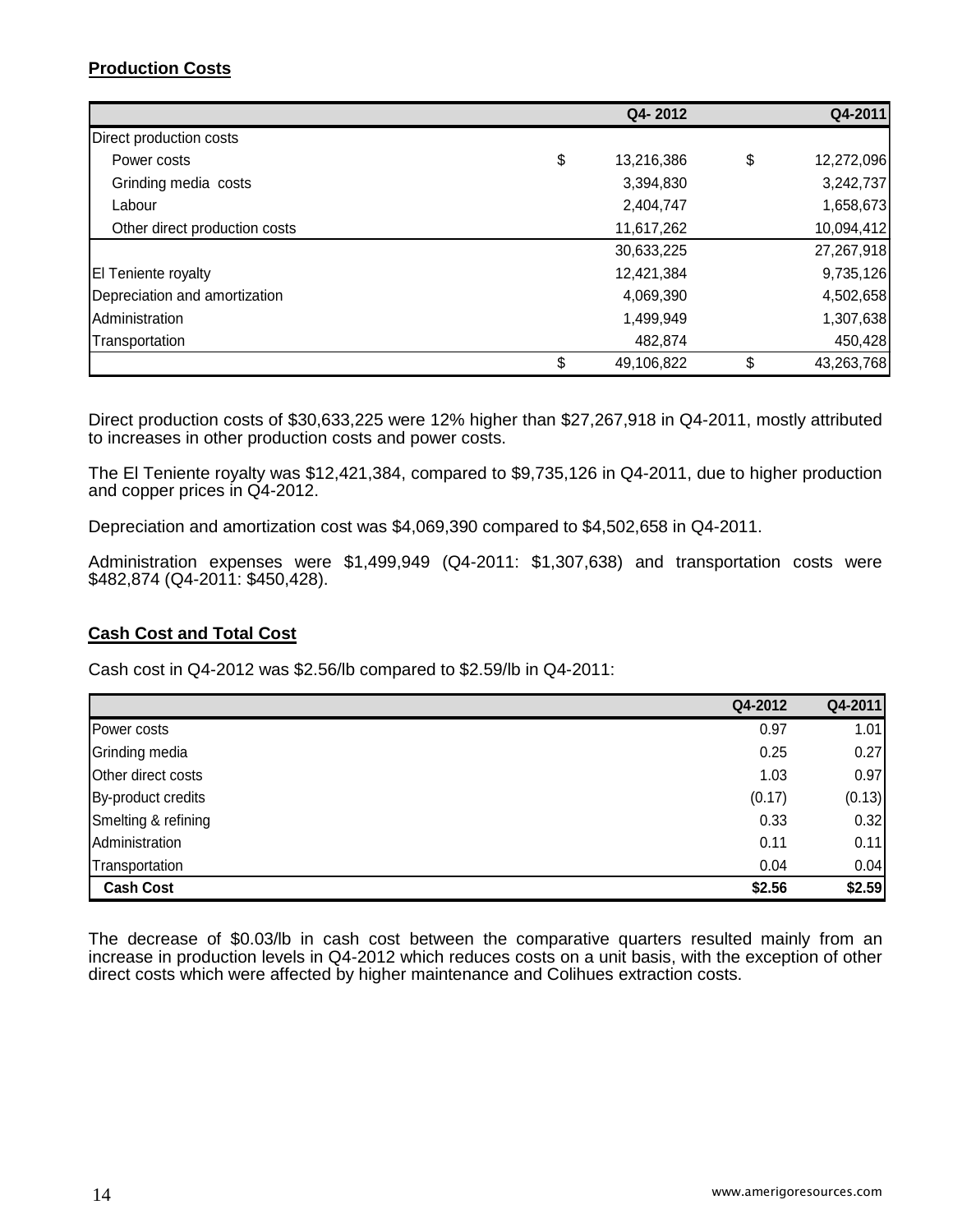## Production Costs

| | | Q4- 2012 | | Q4-2011 |
|---|---|---|---|---|
| Direct production costs | | | | |
| Power costs | $ | 13,216,386 | $ | 12,272,096 |
| Grinding media costs | | 3,394,830 | | 3,242,737 |
| Labour | | 2,404,747 | | 1,658,673 |
| Other direct production costs | | 11,617,262 | | 10,094,412 |
| | | 30,633,225 | | 27,267,918 |
| El Teniente royalty | | 12,421,384 | | 9,735,126 |
| Depreciation and amortization | | 4,069,390 | | 4,502,658 |
| Administration | | 1,499,949 | | 1,307,638 |
| Transportation | | 482,874 | | 450,428 |
| | $ | 49,106,822 | $ | 43,263,768 |

Direct production costs of $30,633,225 were 12% higher than $27,267,918 in Q4-2011, mostly attributed to increases in other production costs and power costs.

The El Teniente royalty was $12,421,384, compared to $9,735,126 in Q4-2011, due to higher production and copper prices in Q4-2012.

Depreciation and amortization cost was $4,069,390 compared to $4,502,658 in Q4-2011.

Administration expenses were $1,499,949 (Q4-2011: $1,307,638) and transportation costs were $482,874 (Q4-2011: $450,428).

## Cash Cost and Total Cost

Cash cost in Q4-2012 was $2.56/lb compared to $2.59/lb in Q4-2011:

| | Q4-2012 | Q4-2011 |
|---|---|---|
| Power costs | 0.97 | 1.01 |
| Grinding media | 0.25 | 0.27 |
| Other direct costs | 1.03 | 0.97 |
| By-product credits | (0.17) | (0.13) |
| Smelting & refining | 0.33 | 0.32 |
| Administration | 0.11 | 0.11 |
| Transportation | 0.04 | 0.04 |
| **Cash Cost** | **$2.56** | **$2.59** |

The decrease of $0.03/lb in cash cost between the comparative quarters resulted mainly from an increase in production levels in Q4-2012 which reduces costs on a unit basis, with the exception of other direct costs which were affected by higher maintenance and Colihues extraction costs.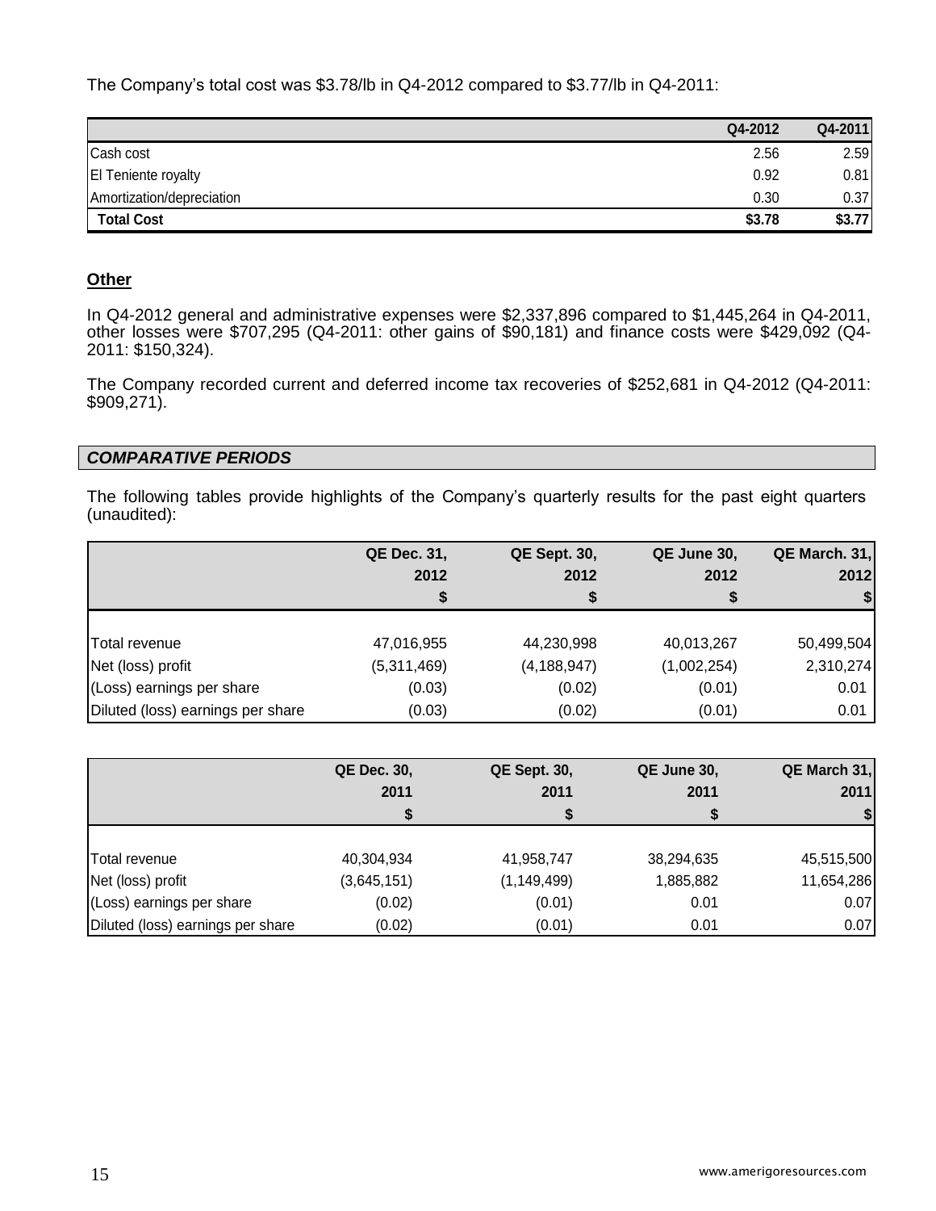The Company's total cost was $3.78/lb in Q4-2012 compared to $3.77/lb in Q4-2011:

| | Q4-2012 | Q4-2011 |
|---|---|---|
| Cash cost | 2.56 | 2.59 |
| El Teniente royalty | 0.92 | 0.81 |
| Amortization/depreciation | 0.30 | 0.37 |
| **Total Cost** | **$3.78** | **$3.77** |

## Other

In Q4-2012 general and administrative expenses were $2,337,896 compared to $1,445,264 in Q4-2011, other losses were $707,295 (Q4-2011: other gains of $90,181) and finance costs were $429,092 (Q4-2011: $150,324).

The Company recorded current and deferred income tax recoveries of $252,681 in Q4-2012 (Q4-2011: $909,271).

## *COMPARATIVE PERIODS*

The following tables provide highlights of the Company's quarterly results for the past eight quarters (unaudited):

| | QE Dec. 31, 2012 $ | QE Sept. 30, 2012 $ | QE June 30, 2012 $ | QE March. 31, 2012 $ |
|---|---|---|---|---|
| Total revenue | 47,016,955 | 44,230,998 | 40,013,267 | 50,499,504 |
| Net (loss) profit | (5,311,469) | (4,188,947) | (1,002,254) | 2,310,274 |
| (Loss) earnings per share | (0.03) | (0.02) | (0.01) | 0.01 |
| Diluted (loss) earnings per share | (0.03) | (0.02) | (0.01) | 0.01 |

| | QE Dec. 30, 2011 $ | QE Sept. 30, 2011 $ | QE June 30, 2011 $ | QE March 31, 2011 $ |
|---|---|---|---|---|
| Total revenue | 40,304,934 | 41,958,747 | 38,294,635 | 45,515,500 |
| Net (loss) profit | (3,645,151) | (1,149,499) | 1,885,882 | 11,654,286 |
| (Loss) earnings per share | (0.02) | (0.01) | 0.01 | 0.07 |
| Diluted (loss) earnings per share | (0.02) | (0.01) | 0.01 | 0.07 |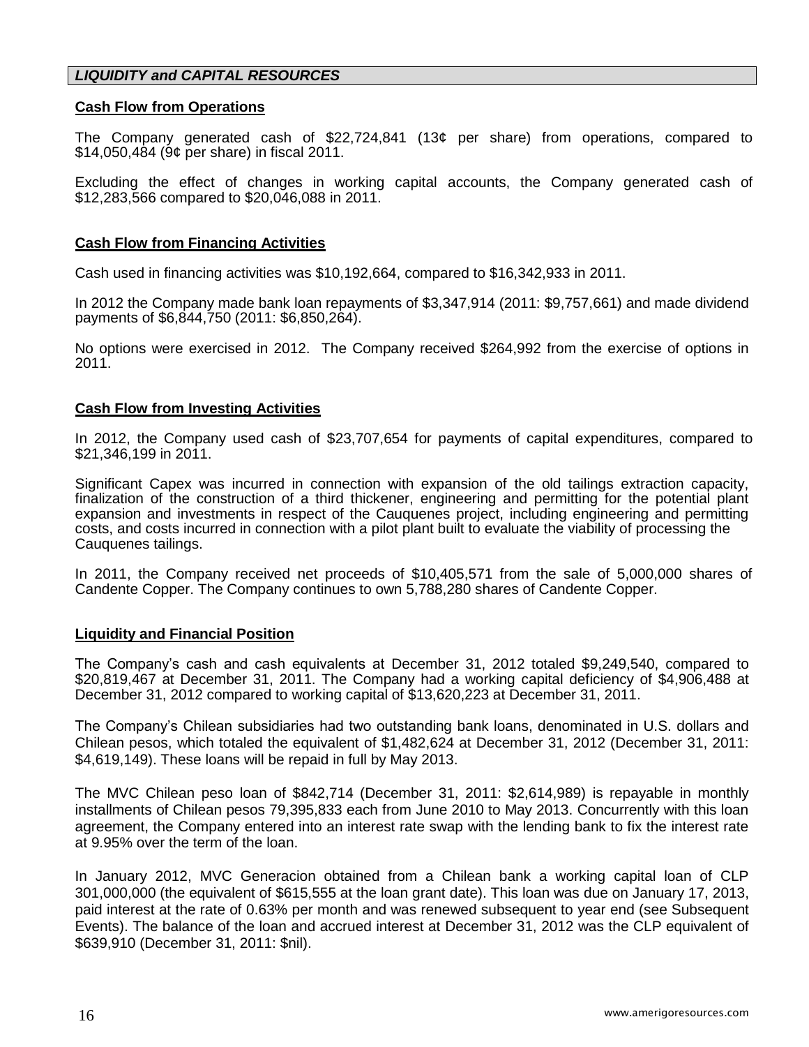## *LIQUIDITY and CAPITAL RESOURCES*

**Cash Flow from Operations**

The Company generated cash of $22,724,841 (13¢ per share) from operations, compared to $14,050,484 (9¢ per share) in fiscal 2011.

Excluding the effect of changes in working capital accounts, the Company generated cash of $12,283,566 compared to $20,046,088 in 2011.

**Cash Flow from Financing Activities**

Cash used in financing activities was $10,192,664, compared to $16,342,933 in 2011.

In 2012 the Company made bank loan repayments of $3,347,914 (2011: $9,757,661) and made dividend payments of $6,844,750 (2011: $6,850,264).

No options were exercised in 2012. The Company received $264,992 from the exercise of options in 2011.

**Cash Flow from Investing Activities**

In 2012, the Company used cash of $23,707,654 for payments of capital expenditures, compared to $21,346,199 in 2011.

Significant Capex was incurred in connection with expansion of the old tailings extraction capacity, finalization of the construction of a third thickener, engineering and permitting for the potential plant expansion and investments in respect of the Cauquenes project, including engineering and permitting costs, and costs incurred in connection with a pilot plant built to evaluate the viability of processing the Cauquenes tailings.

In 2011, the Company received net proceeds of $10,405,571 from the sale of 5,000,000 shares of Candente Copper. The Company continues to own 5,788,280 shares of Candente Copper.

**Liquidity and Financial Position**

The Company's cash and cash equivalents at December 31, 2012 totaled $9,249,540, compared to $20,819,467 at December 31, 2011. The Company had a working capital deficiency of $4,906,488 at December 31, 2012 compared to working capital of $13,620,223 at December 31, 2011.

The Company's Chilean subsidiaries had two outstanding bank loans, denominated in U.S. dollars and Chilean pesos, which totaled the equivalent of $1,482,624 at December 31, 2012 (December 31, 2011: $4,619,149). These loans will be repaid in full by May 2013.

The MVC Chilean peso loan of $842,714 (December 31, 2011: $2,614,989) is repayable in monthly installments of Chilean pesos 79,395,833 each from June 2010 to May 2013. Concurrently with this loan agreement, the Company entered into an interest rate swap with the lending bank to fix the interest rate at 9.95% over the term of the loan.

In January 2012, MVC Generacion obtained from a Chilean bank a working capital loan of CLP 301,000,000 (the equivalent of $615,555 at the loan grant date). This loan was due on January 17, 2013, paid interest at the rate of 0.63% per month and was renewed subsequent to year end (see Subsequent Events). The balance of the loan and accrued interest at December 31, 2012 was the CLP equivalent of $639,910 (December 31, 2011: $nil).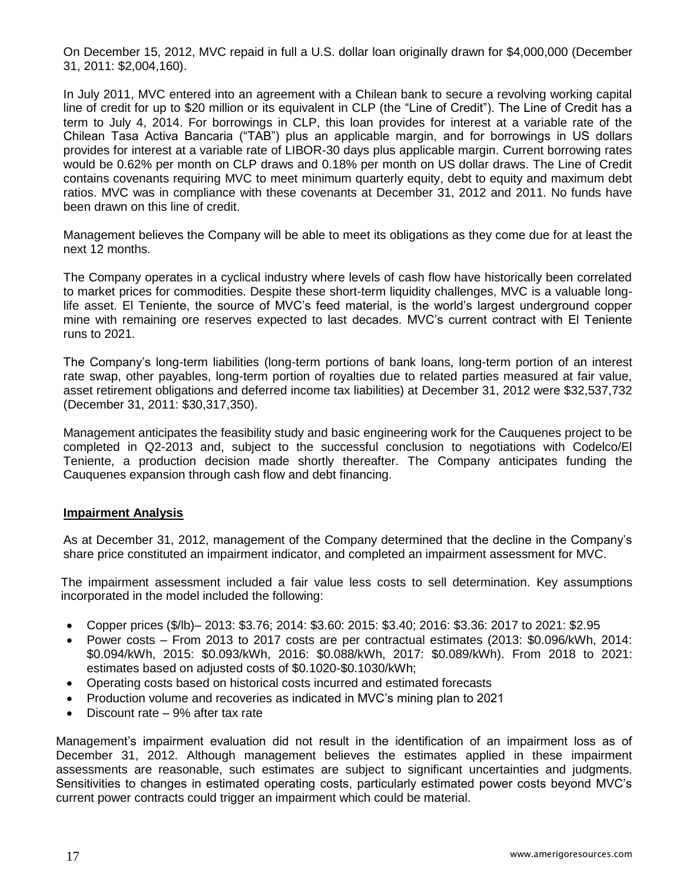On December 15, 2012, MVC repaid in full a U.S. dollar loan originally drawn for $4,000,000 (December 31, 2011: $2,004,160).

In July 2011, MVC entered into an agreement with a Chilean bank to secure a revolving working capital line of credit for up to $20 million or its equivalent in CLP (the "Line of Credit"). The Line of Credit has a term to July 4, 2014. For borrowings in CLP, this loan provides for interest at a variable rate of the Chilean Tasa Activa Bancaria ("TAB") plus an applicable margin, and for borrowings in US dollars provides for interest at a variable rate of LIBOR-30 days plus applicable margin. Current borrowing rates would be 0.62% per month on CLP draws and 0.18% per month on US dollar draws. The Line of Credit contains covenants requiring MVC to meet minimum quarterly equity, debt to equity and maximum debt ratios. MVC was in compliance with these covenants at December 31, 2012 and 2011. No funds have been drawn on this line of credit.

Management believes the Company will be able to meet its obligations as they come due for at least the next 12 months.

The Company operates in a cyclical industry where levels of cash flow have historically been correlated to market prices for commodities. Despite these short-term liquidity challenges, MVC is a valuable long-life asset. El Teniente, the source of MVC's feed material, is the world's largest underground copper mine with remaining ore reserves expected to last decades. MVC's current contract with El Teniente runs to 2021.

The Company's long-term liabilities (long-term portions of bank loans, long-term portion of an interest rate swap, other payables, long-term portion of royalties due to related parties measured at fair value, asset retirement obligations and deferred income tax liabilities) at December 31, 2012 were $32,537,732 (December 31, 2011: $30,317,350).

Management anticipates the feasibility study and basic engineering work for the Cauquenes project to be completed in Q2-2013 and, subject to the successful conclusion to negotiations with Codelco/El Teniente, a production decision made shortly thereafter. The Company anticipates funding the Cauquenes expansion through cash flow and debt financing.

## Impairment Analysis

As at December 31, 2012, management of the Company determined that the decline in the Company's share price constituted an impairment indicator, and completed an impairment assessment for MVC.

The impairment assessment included a fair value less costs to sell determination. Key assumptions incorporated in the model included the following:

- Copper prices ($/lb)– 2013: $3.76; 2014: $3.60: 2015: $3.40; 2016: $3.36: 2017 to 2021: $2.95
- Power costs – From 2013 to 2017 costs are per contractual estimates (2013: $0.096/kWh, 2014: $0.094/kWh, 2015: $0.093/kWh, 2016: $0.088/kWh, 2017: $0.089/kWh). From 2018 to 2021: estimates based on adjusted costs of $0.1020-$0.1030/kWh;
- Operating costs based on historical costs incurred and estimated forecasts
- Production volume and recoveries as indicated in MVC's mining plan to 2021
- Discount rate – 9% after tax rate

Management's impairment evaluation did not result in the identification of an impairment loss as of December 31, 2012. Although management believes the estimates applied in these impairment assessments are reasonable, such estimates are subject to significant uncertainties and judgments. Sensitivities to changes in estimated operating costs, particularly estimated power costs beyond MVC's current power contracts could trigger an impairment which could be material.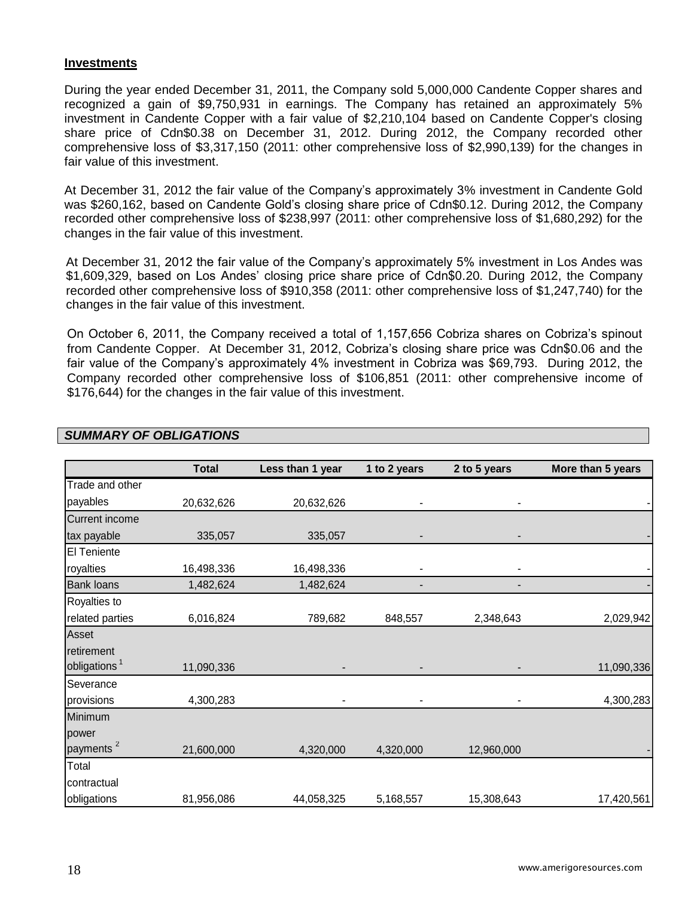## Investments

During the year ended December 31, 2011, the Company sold 5,000,000 Candente Copper shares and recognized a gain of $9,750,931 in earnings. The Company has retained an approximately 5% investment in Candente Copper with a fair value of $2,210,104 based on Candente Copper's closing share price of Cdn$0.38 on December 31, 2012. During 2012, the Company recorded other comprehensive loss of $3,317,150 (2011: other comprehensive loss of $2,990,139) for the changes in fair value of this investment.

At December 31, 2012 the fair value of the Company's approximately 3% investment in Candente Gold was $260,162, based on Candente Gold's closing share price of Cdn$0.12. During 2012, the Company recorded other comprehensive loss of $238,997 (2011: other comprehensive loss of $1,680,292) for the changes in the fair value of this investment.

At December 31, 2012 the fair value of the Company's approximately 5% investment in Los Andes was $1,609,329, based on Los Andes' closing price share price of Cdn$0.20. During 2012, the Company recorded other comprehensive loss of $910,358 (2011: other comprehensive loss of $1,247,740) for the changes in the fair value of this investment.

On October 6, 2011, the Company received a total of 1,157,656 Cobriza shares on Cobriza's spinout from Candente Copper. At December 31, 2012, Cobriza's closing share price was Cdn$0.06 and the fair value of the Company's approximately 4% investment in Cobriza was $69,793. During 2012, the Company recorded other comprehensive loss of $106,851 (2011: other comprehensive income of $176,644) for the changes in the fair value of this investment.

## *SUMMARY OF OBLIGATIONS*

| | Total | Less than 1 year | 1 to 2 years | 2 to 5 years | More than 5 years |
|---|---|---|---|---|---|
| Trade and other payables | 20,632,626 | 20,632,626 | - | - | - |
| Current income tax payable | 335,057 | 335,057 | - | - | - |
| El Teniente royalties | 16,498,336 | 16,498,336 | - | - | - |
| Bank loans | 1,482,624 | 1,482,624 | - | - | - |
| Royalties to related parties | 6,016,824 | 789,682 | 848,557 | 2,348,643 | 2,029,942 |
| Asset retirement obligations [1] | 11,090,336 | - | - | - | 11,090,336 |
| Severance provisions | 4,300,283 | - | - | - | 4,300,283 |
| Minimum power payments [2] | 21,600,000 | 4,320,000 | 4,320,000 | 12,960,000 | - |
| Total contractual obligations | 81,956,086 | 44,058,325 | 5,168,557 | 15,308,643 | 17,420,561 |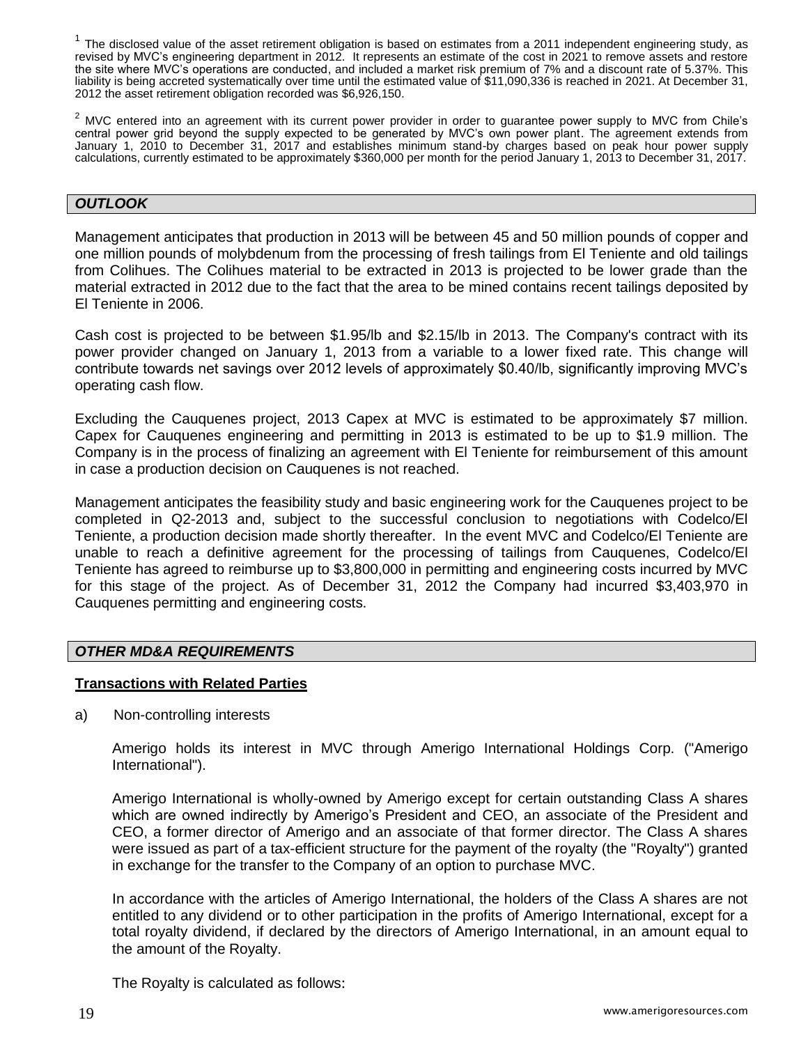[1] The disclosed value of the asset retirement obligation is based on estimates from a 2011 independent engineering study, as revised by MVC's engineering department in 2012. It represents an estimate of the cost in 2021 to remove assets and restore the site where MVC's operations are conducted, and included a market risk premium of 7% and a discount rate of 5.37%. This liability is being accreted systematically over time until the estimated value of $11,090,336 is reached in 2021. At December 31, 2012 the asset retirement obligation recorded was $6,926,150.

[2] MVC entered into an agreement with its current power provider in order to guarantee power supply to MVC from Chile's central power grid beyond the supply expected to be generated by MVC's own power plant. The agreement extends from January 1, 2010 to December 31, 2017 and establishes minimum stand-by charges based on peak hour power supply calculations, currently estimated to be approximately $360,000 per month for the period January 1, 2013 to December 31, 2017.

## *OUTLOOK*

Management anticipates that production in 2013 will be between 45 and 50 million pounds of copper and one million pounds of molybdenum from the processing of fresh tailings from El Teniente and old tailings from Colihues. The Colihues material to be extracted in 2013 is projected to be lower grade than the material extracted in 2012 due to the fact that the area to be mined contains recent tailings deposited by El Teniente in 2006.

Cash cost is projected to be between $1.95/lb and $2.15/lb in 2013. The Company's contract with its power provider changed on January 1, 2013 from a variable to a lower fixed rate. This change will contribute towards net savings over 2012 levels of approximately $0.40/lb, significantly improving MVC's operating cash flow.

Excluding the Cauquenes project, 2013 Capex at MVC is estimated to be approximately $7 million. Capex for Cauquenes engineering and permitting in 2013 is estimated to be up to $1.9 million. The Company is in the process of finalizing an agreement with El Teniente for reimbursement of this amount in case a production decision on Cauquenes is not reached.

Management anticipates the feasibility study and basic engineering work for the Cauquenes project to be completed in Q2-2013 and, subject to the successful conclusion to negotiations with Codelco/El Teniente, a production decision made shortly thereafter. In the event MVC and Codelco/El Teniente are unable to reach a definitive agreement for the processing of tailings from Cauquenes, Codelco/El Teniente has agreed to reimburse up to $3,800,000 in permitting and engineering costs incurred by MVC for this stage of the project. As of December 31, 2012 the Company had incurred $3,403,970 in Cauquenes permitting and engineering costs.

## *OTHER MD&A REQUIREMENTS*

### Transactions with Related Parties

a) Non-controlling interests

Amerigo holds its interest in MVC through Amerigo International Holdings Corp. ("Amerigo International").

Amerigo International is wholly-owned by Amerigo except for certain outstanding Class A shares which are owned indirectly by Amerigo's President and CEO, an associate of the President and CEO, a former director of Amerigo and an associate of that former director. The Class A shares were issued as part of a tax-efficient structure for the payment of the royalty (the "Royalty") granted in exchange for the transfer to the Company of an option to purchase MVC.

In accordance with the articles of Amerigo International, the holders of the Class A shares are not entitled to any dividend or to other participation in the profits of Amerigo International, except for a total royalty dividend, if declared by the directors of Amerigo International, in an amount equal to the amount of the Royalty.

The Royalty is calculated as follows: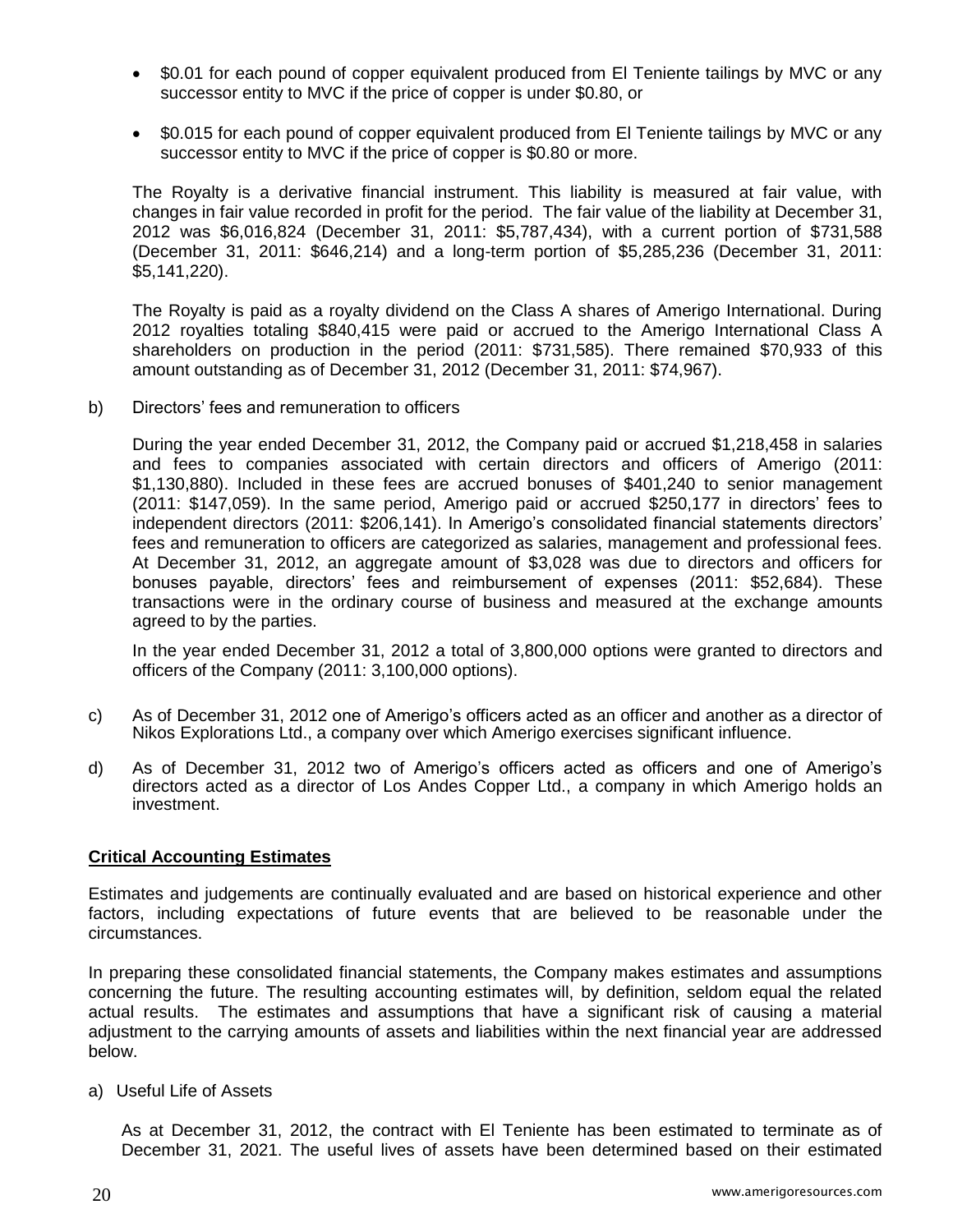- $0.01 for each pound of copper equivalent produced from El Teniente tailings by MVC or any successor entity to MVC if the price of copper is under $0.80, or

- $0.015 for each pound of copper equivalent produced from El Teniente tailings by MVC or any successor entity to MVC if the price of copper is $0.80 or more.

The Royalty is a derivative financial instrument. This liability is measured at fair value, with changes in fair value recorded in profit for the period. The fair value of the liability at December 31, 2012 was $6,016,824 (December 31, 2011: $5,787,434), with a current portion of $731,588 (December 31, 2011: $646,214) and a long-term portion of $5,285,236 (December 31, 2011: $5,141,220).

The Royalty is paid as a royalty dividend on the Class A shares of Amerigo International. During 2012 royalties totaling $840,415 were paid or accrued to the Amerigo International Class A shareholders on production in the period (2011: $731,585). There remained $70,933 of this amount outstanding as of December 31, 2012 (December 31, 2011: $74,967).

b) Directors' fees and remuneration to officers

During the year ended December 31, 2012, the Company paid or accrued $1,218,458 in salaries and fees to companies associated with certain directors and officers of Amerigo (2011: $1,130,880). Included in these fees are accrued bonuses of $401,240 to senior management (2011: $147,059). In the same period, Amerigo paid or accrued $250,177 in directors' fees to independent directors (2011: $206,141). In Amerigo's consolidated financial statements directors' fees and remuneration to officers are categorized as salaries, management and professional fees. At December 31, 2012, an aggregate amount of $3,028 was due to directors and officers for bonuses payable, directors' fees and reimbursement of expenses (2011: $52,684). These transactions were in the ordinary course of business and measured at the exchange amounts agreed to by the parties.

In the year ended December 31, 2012 a total of 3,800,000 options were granted to directors and officers of the Company (2011: 3,100,000 options).

c) As of December 31, 2012 one of Amerigo's officers acted as an officer and another as a director of Nikos Explorations Ltd., a company over which Amerigo exercises significant influence.

d) As of December 31, 2012 two of Amerigo's officers acted as officers and one of Amerigo's directors acted as a director of Los Andes Copper Ltd., a company in which Amerigo holds an investment.

## Critical Accounting Estimates

Estimates and judgements are continually evaluated and are based on historical experience and other factors, including expectations of future events that are believed to be reasonable under the circumstances.

In preparing these consolidated financial statements, the Company makes estimates and assumptions concerning the future. The resulting accounting estimates will, by definition, seldom equal the related actual results. The estimates and assumptions that have a significant risk of causing a material adjustment to the carrying amounts of assets and liabilities within the next financial year are addressed below.

a) Useful Life of Assets

As at December 31, 2012, the contract with El Teniente has been estimated to terminate as of December 31, 2021. The useful lives of assets have been determined based on their estimated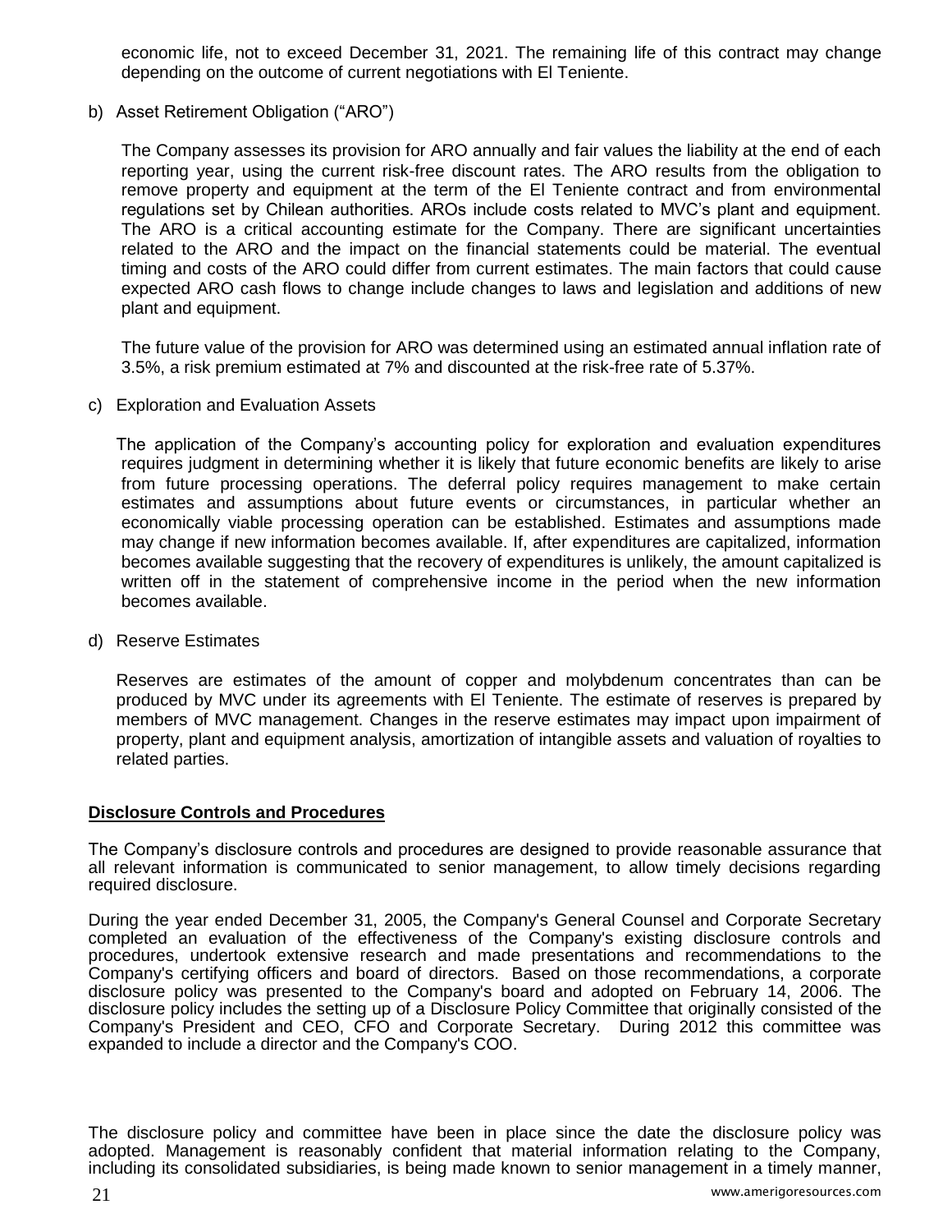economic life, not to exceed December 31, 2021. The remaining life of this contract may change depending on the outcome of current negotiations with El Teniente.

b) Asset Retirement Obligation ("ARO")

The Company assesses its provision for ARO annually and fair values the liability at the end of each reporting year, using the current risk-free discount rates. The ARO results from the obligation to remove property and equipment at the term of the El Teniente contract and from environmental regulations set by Chilean authorities. AROs include costs related to MVC's plant and equipment. The ARO is a critical accounting estimate for the Company. There are significant uncertainties related to the ARO and the impact on the financial statements could be material. The eventual timing and costs of the ARO could differ from current estimates. The main factors that could cause expected ARO cash flows to change include changes to laws and legislation and additions of new plant and equipment.

The future value of the provision for ARO was determined using an estimated annual inflation rate of 3.5%, a risk premium estimated at 7% and discounted at the risk-free rate of 5.37%.

c) Exploration and Evaluation Assets

The application of the Company's accounting policy for exploration and evaluation expenditures requires judgment in determining whether it is likely that future economic benefits are likely to arise from future processing operations. The deferral policy requires management to make certain estimates and assumptions about future events or circumstances, in particular whether an economically viable processing operation can be established. Estimates and assumptions made may change if new information becomes available. If, after expenditures are capitalized, information becomes available suggesting that the recovery of expenditures is unlikely, the amount capitalized is written off in the statement of comprehensive income in the period when the new information becomes available.

d) Reserve Estimates

Reserves are estimates of the amount of copper and molybdenum concentrates than can be produced by MVC under its agreements with El Teniente. The estimate of reserves is prepared by members of MVC management. Changes in the reserve estimates may impact upon impairment of property, plant and equipment analysis, amortization of intangible assets and valuation of royalties to related parties.

**Disclosure Controls and Procedures**

The Company's disclosure controls and procedures are designed to provide reasonable assurance that all relevant information is communicated to senior management, to allow timely decisions regarding required disclosure.

During the year ended December 31, 2005, the Company's General Counsel and Corporate Secretary completed an evaluation of the effectiveness of the Company's existing disclosure controls and procedures, undertook extensive research and made presentations and recommendations to the Company's certifying officers and board of directors. Based on those recommendations, a corporate disclosure policy was presented to the Company's board and adopted on February 14, 2006. The disclosure policy includes the setting up of a Disclosure Policy Committee that originally consisted of the Company's President and CEO, CFO and Corporate Secretary. During 2012 this committee was expanded to include a director and the Company's COO.

The disclosure policy and committee have been in place since the date the disclosure policy was adopted. Management is reasonably confident that material information relating to the Company, including its consolidated subsidiaries, is being made known to senior management in a timely manner,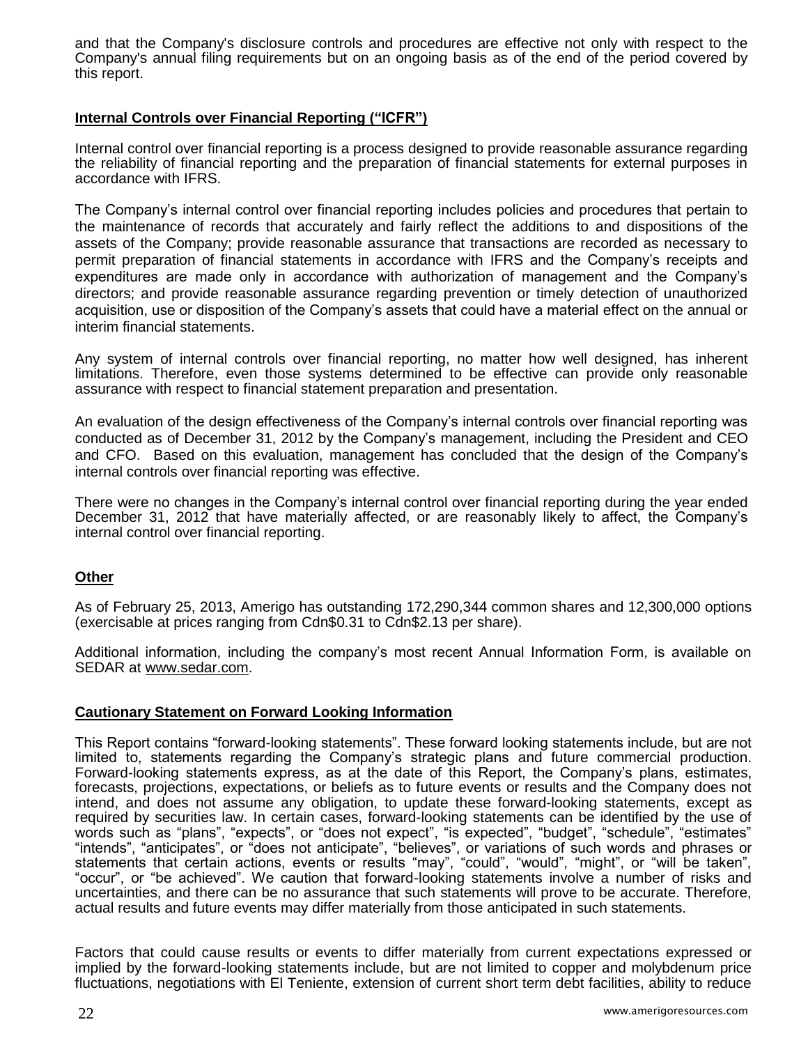and that the Company's disclosure controls and procedures are effective not only with respect to the Company's annual filing requirements but on an ongoing basis as of the end of the period covered by this report.

## Internal Controls over Financial Reporting ("ICFR")

Internal control over financial reporting is a process designed to provide reasonable assurance regarding the reliability of financial reporting and the preparation of financial statements for external purposes in accordance with IFRS.

The Company's internal control over financial reporting includes policies and procedures that pertain to the maintenance of records that accurately and fairly reflect the additions to and dispositions of the assets of the Company; provide reasonable assurance that transactions are recorded as necessary to permit preparation of financial statements in accordance with IFRS and the Company's receipts and expenditures are made only in accordance with authorization of management and the Company's directors; and provide reasonable assurance regarding prevention or timely detection of unauthorized acquisition, use or disposition of the Company's assets that could have a material effect on the annual or interim financial statements.

Any system of internal controls over financial reporting, no matter how well designed, has inherent limitations. Therefore, even those systems determined to be effective can provide only reasonable assurance with respect to financial statement preparation and presentation.

An evaluation of the design effectiveness of the Company's internal controls over financial reporting was conducted as of December 31, 2012 by the Company's management, including the President and CEO and CFO. Based on this evaluation, management has concluded that the design of the Company's internal controls over financial reporting was effective.

There were no changes in the Company's internal control over financial reporting during the year ended December 31, 2012 that have materially affected, or are reasonably likely to affect, the Company's internal control over financial reporting.

## Other

As of February 25, 2013, Amerigo has outstanding 172,290,344 common shares and 12,300,000 options (exercisable at prices ranging from Cdn$0.31 to Cdn$2.13 per share).

Additional information, including the company's most recent Annual Information Form, is available on SEDAR at www.sedar.com.

## Cautionary Statement on Forward Looking Information

This Report contains "forward-looking statements". These forward looking statements include, but are not limited to, statements regarding the Company's strategic plans and future commercial production. Forward-looking statements express, as at the date of this Report, the Company's plans, estimates, forecasts, projections, expectations, or beliefs as to future events or results and the Company does not intend, and does not assume any obligation, to update these forward-looking statements, except as required by securities law. In certain cases, forward-looking statements can be identified by the use of words such as "plans", "expects", or "does not expect", "is expected", "budget", "schedule", "estimates" "intends", "anticipates", or "does not anticipate", "believes", or variations of such words and phrases or statements that certain actions, events or results "may", "could", "would", "might", or "will be taken", "occur", or "be achieved". We caution that forward-looking statements involve a number of risks and uncertainties, and there can be no assurance that such statements will prove to be accurate. Therefore, actual results and future events may differ materially from those anticipated in such statements.

Factors that could cause results or events to differ materially from current expectations expressed or implied by the forward-looking statements include, but are not limited to copper and molybdenum price fluctuations, negotiations with El Teniente, extension of current short term debt facilities, ability to reduce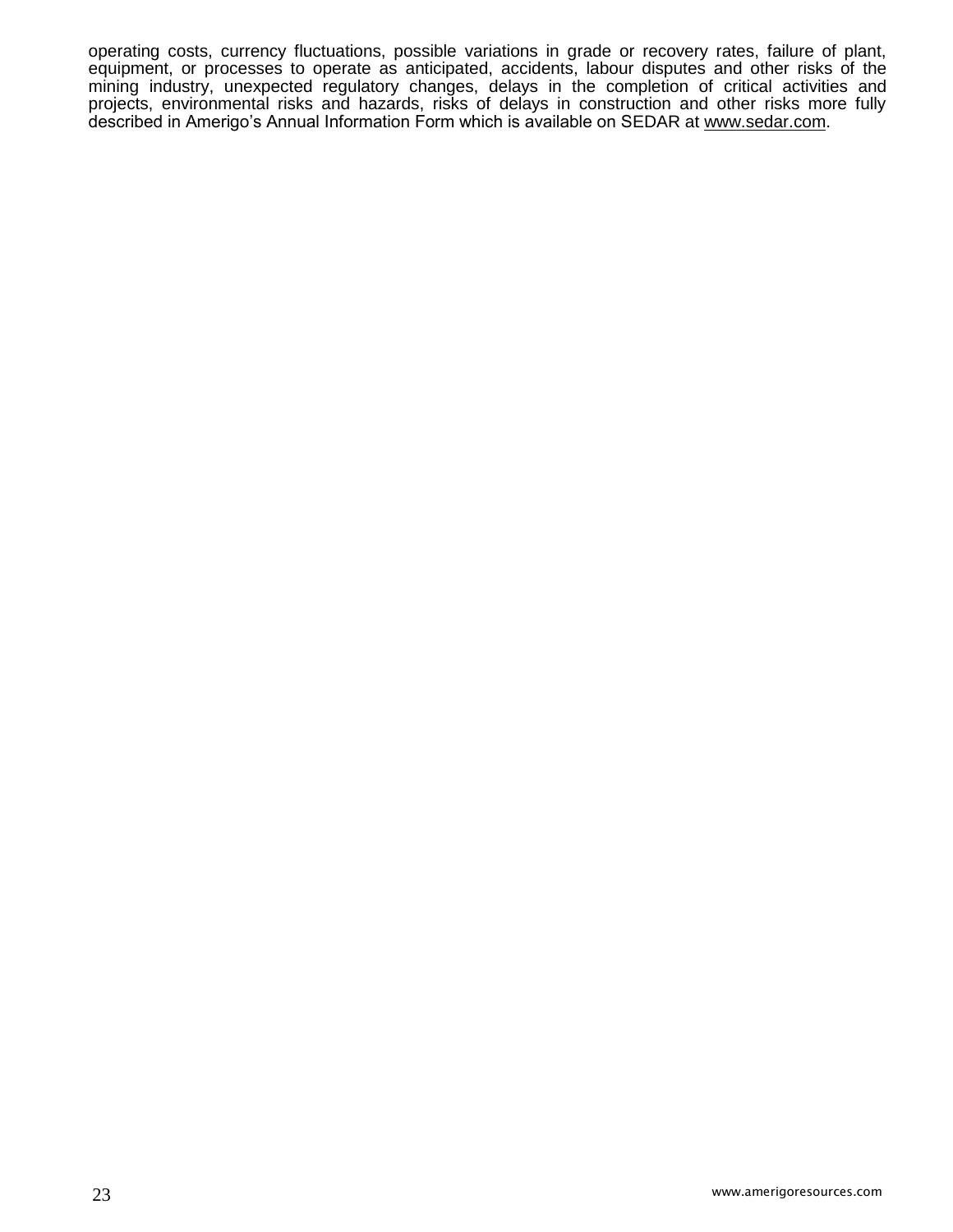operating costs, currency fluctuations, possible variations in grade or recovery rates, failure of plant, equipment, or processes to operate as anticipated, accidents, labour disputes and other risks of the mining industry, unexpected regulatory changes, delays in the completion of critical activities and projects, environmental risks and hazards, risks of delays in construction and other risks more fully described in Amerigo's Annual Information Form which is available on SEDAR at www.sedar.com.